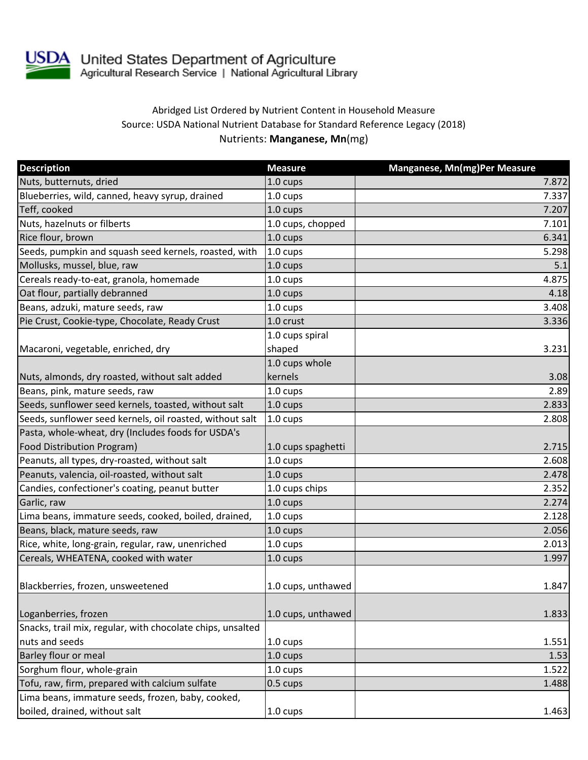United States Department of Agriculture
Agricultural Research Service | National Agricultural Library

Abridged List Ordered by Nutrient Content in Household Measure
Source: USDA National Nutrient Database for Standard Reference Legacy (2018)
Nutrients: **Manganese, Mn**(mg)

| Description | Measure | Manganese, Mn(mg)Per Measure |
|---|---|---|
| Nuts, butternuts, dried | 1.0 cups | 7.872 |
| Blueberries, wild, canned, heavy syrup, drained | 1.0 cups | 7.337 |
| Teff, cooked | 1.0 cups | 7.207 |
| Nuts, hazelnuts or filberts | 1.0 cups, chopped | 7.101 |
| Rice flour, brown | 1.0 cups | 6.341 |
| Seeds, pumpkin and squash seed kernels, roasted, with | 1.0 cups | 5.298 |
| Mollusks, mussel, blue, raw | 1.0 cups | 5.1 |
| Cereals ready-to-eat, granola, homemade | 1.0 cups | 4.875 |
| Oat flour, partially debranned | 1.0 cups | 4.18 |
| Beans, adzuki, mature seeds, raw | 1.0 cups | 3.408 |
| Pie Crust, Cookie-type, Chocolate, Ready Crust | 1.0 crust | 3.336 |
| Macaroni, vegetable, enriched, dry | 1.0 cups spiral shaped | 3.231 |
| Nuts, almonds, dry roasted, without salt added | 1.0 cups whole kernels | 3.08 |
| Beans, pink, mature seeds, raw | 1.0 cups | 2.89 |
| Seeds, sunflower seed kernels, toasted, without salt | 1.0 cups | 2.833 |
| Seeds, sunflower seed kernels, oil roasted, without salt | 1.0 cups | 2.808 |
| Pasta, whole-wheat, dry (Includes foods for USDA's Food Distribution Program) | 1.0 cups spaghetti | 2.715 |
| Peanuts, all types, dry-roasted, without salt | 1.0 cups | 2.608 |
| Peanuts, valencia, oil-roasted, without salt | 1.0 cups | 2.478 |
| Candies, confectioner's coating, peanut butter | 1.0 cups chips | 2.352 |
| Garlic, raw | 1.0 cups | 2.274 |
| Lima beans, immature seeds, cooked, boiled, drained, | 1.0 cups | 2.128 |
| Beans, black, mature seeds, raw | 1.0 cups | 2.056 |
| Rice, white, long-grain, regular, raw, unenriched | 1.0 cups | 2.013 |
| Cereals, WHEATENA, cooked with water | 1.0 cups | 1.997 |
| Blackberries, frozen, unsweetened | 1.0 cups, unthawed | 1.847 |
| Loganberries, frozen | 1.0 cups, unthawed | 1.833 |
| Snacks, trail mix, regular, with chocolate chips, unsalted nuts and seeds | 1.0 cups | 1.551 |
| Barley flour or meal | 1.0 cups | 1.53 |
| Sorghum flour, whole-grain | 1.0 cups | 1.522 |
| Tofu, raw, firm, prepared with calcium sulfate | 0.5 cups | 1.488 |
| Lima beans, immature seeds, frozen, baby, cooked, boiled, drained, without salt | 1.0 cups | 1.463 |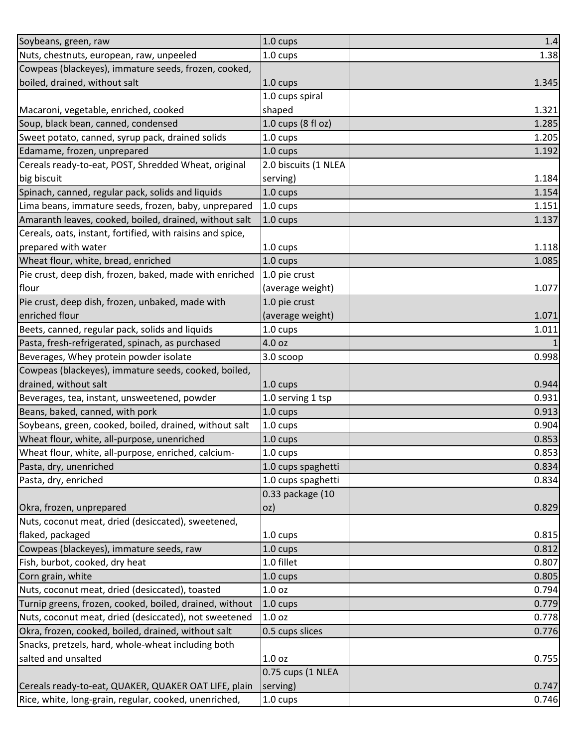| Soybeans, green, raw | 1.0 cups | 1.4 |
|---|---|---|
| Nuts, chestnuts, european, raw, unpeeled | 1.0 cups | 1.38 |
| Cowpeas (blackeyes), immature seeds, frozen, cooked, boiled, drained, without salt | 1.0 cups | 1.345 |
| Macaroni, vegetable, enriched, cooked | 1.0 cups spiral shaped | 1.321 |
| Soup, black bean, canned, condensed | 1.0 cups (8 fl oz) | 1.285 |
| Sweet potato, canned, syrup pack, drained solids | 1.0 cups | 1.205 |
| Edamame, frozen, unprepared | 1.0 cups | 1.192 |
| Cereals ready-to-eat, POST, Shredded Wheat, original big biscuit | 2.0 biscuits (1 NLEA serving) | 1.184 |
| Spinach, canned, regular pack, solids and liquids | 1.0 cups | 1.154 |
| Lima beans, immature seeds, frozen, baby, unprepared | 1.0 cups | 1.151 |
| Amaranth leaves, cooked, boiled, drained, without salt | 1.0 cups | 1.137 |
| Cereals, oats, instant, fortified, with raisins and spice, prepared with water | 1.0 cups | 1.118 |
| Wheat flour, white, bread, enriched | 1.0 cups | 1.085 |
| Pie crust, deep dish, frozen, baked, made with enriched flour | 1.0 pie crust (average weight) | 1.077 |
| Pie crust, deep dish, frozen, unbaked, made with enriched flour | 1.0 pie crust (average weight) | 1.071 |
| Beets, canned, regular pack, solids and liquids | 1.0 cups | 1.011 |
| Pasta, fresh-refrigerated, spinach, as purchased | 4.0 oz | 1 |
| Beverages, Whey protein powder isolate | 3.0 scoop | 0.998 |
| Cowpeas (blackeyes), immature seeds, cooked, boiled, drained, without salt | 1.0 cups | 0.944 |
| Beverages, tea, instant, unsweetened, powder | 1.0 serving 1 tsp | 0.931 |
| Beans, baked, canned, with pork | 1.0 cups | 0.913 |
| Soybeans, green, cooked, boiled, drained, without salt | 1.0 cups | 0.904 |
| Wheat flour, white, all-purpose, unenriched | 1.0 cups | 0.853 |
| Wheat flour, white, all-purpose, enriched, calcium- | 1.0 cups | 0.853 |
| Pasta, dry, unenriched | 1.0 cups spaghetti | 0.834 |
| Pasta, dry, enriched | 1.0 cups spaghetti | 0.834 |
| Okra, frozen, unprepared | 0.33 package (10 oz) | 0.829 |
| Nuts, coconut meat, dried (desiccated), sweetened, flaked, packaged | 1.0 cups | 0.815 |
| Cowpeas (blackeyes), immature seeds, raw | 1.0 cups | 0.812 |
| Fish, burbot, cooked, dry heat | 1.0 fillet | 0.807 |
| Corn grain, white | 1.0 cups | 0.805 |
| Nuts, coconut meat, dried (desiccated), toasted | 1.0 oz | 0.794 |
| Turnip greens, frozen, cooked, boiled, drained, without | 1.0 cups | 0.779 |
| Nuts, coconut meat, dried (desiccated), not sweetened | 1.0 oz | 0.778 |
| Okra, frozen, cooked, boiled, drained, without salt | 0.5 cups slices | 0.776 |
| Snacks, pretzels, hard, whole-wheat including both salted and unsalted | 1.0 oz | 0.755 |
| Cereals ready-to-eat, QUAKER, QUAKER OAT LIFE, plain | 0.75 cups (1 NLEA serving) | 0.747 |
| Rice, white, long-grain, regular, cooked, unenriched, | 1.0 cups | 0.746 |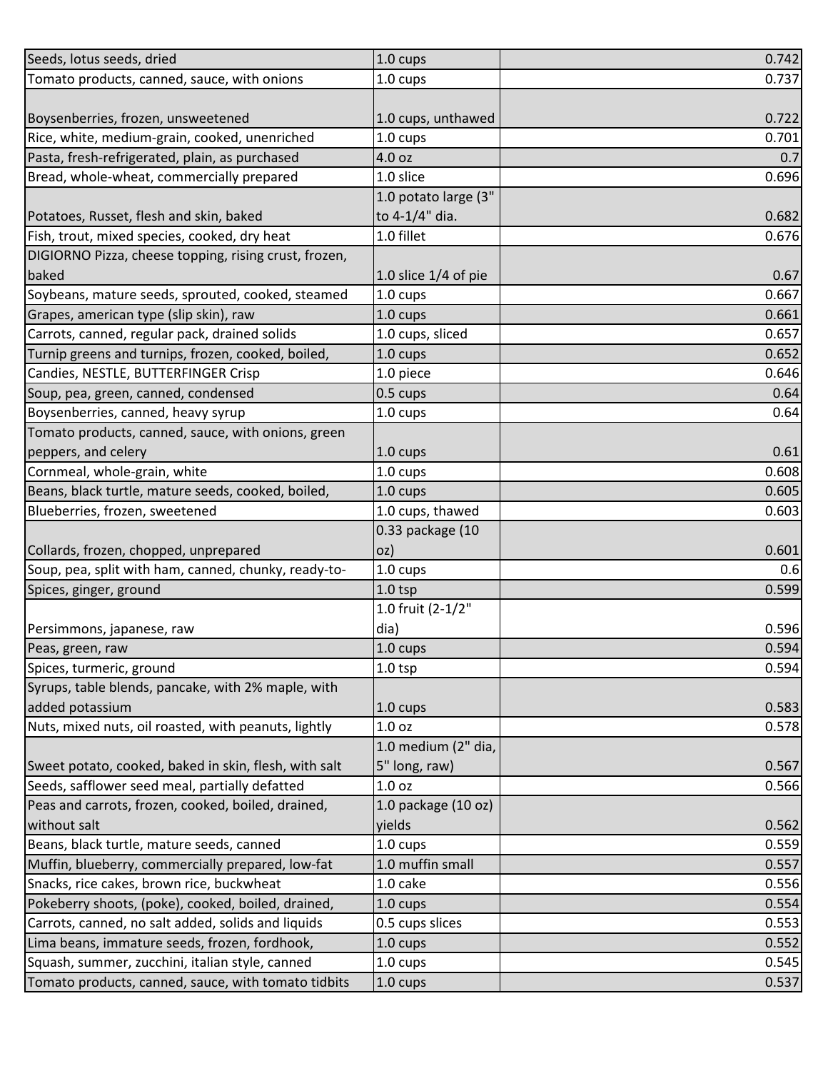| | | |
|---|---|---|
| Seeds, lotus seeds, dried | 1.0 cups | 0.742 |
| Tomato products, canned, sauce, with onions | 1.0 cups | 0.737 |
| Boysenberries, frozen, unsweetened | 1.0 cups, unthawed | 0.722 |
| Rice, white, medium-grain, cooked, unenriched | 1.0 cups | 0.701 |
| Pasta, fresh-refrigerated, plain, as purchased | 4.0 oz | 0.7 |
| Bread, whole-wheat, commercially prepared | 1.0 slice | 0.696 |
| Potatoes, Russet, flesh and skin, baked | 1.0 potato large (3" to 4-1/4" dia. | 0.682 |
| Fish, trout, mixed species, cooked, dry heat | 1.0 fillet | 0.676 |
| DIGIORNO Pizza, cheese topping, rising crust, frozen, baked | 1.0 slice 1/4 of pie | 0.67 |
| Soybeans, mature seeds, sprouted, cooked, steamed | 1.0 cups | 0.667 |
| Grapes, american type (slip skin), raw | 1.0 cups | 0.661 |
| Carrots, canned, regular pack, drained solids | 1.0 cups, sliced | 0.657 |
| Turnip greens and turnips, frozen, cooked, boiled, | 1.0 cups | 0.652 |
| Candies, NESTLE, BUTTERFINGER Crisp | 1.0 piece | 0.646 |
| Soup, pea, green, canned, condensed | 0.5 cups | 0.64 |
| Boysenberries, canned, heavy syrup | 1.0 cups | 0.64 |
| Tomato products, canned, sauce, with onions, green peppers, and celery | 1.0 cups | 0.61 |
| Cornmeal, whole-grain, white | 1.0 cups | 0.608 |
| Beans, black turtle, mature seeds, cooked, boiled, | 1.0 cups | 0.605 |
| Blueberries, frozen, sweetened | 1.0 cups, thawed | 0.603 |
| Collards, frozen, chopped, unprepared | 0.33 package (10 oz) | 0.601 |
| Soup, pea, split with ham, canned, chunky, ready-to- | 1.0 cups | 0.6 |
| Spices, ginger, ground | 1.0 tsp | 0.599 |
| Persimmons, japanese, raw | 1.0 fruit (2-1/2" dia) | 0.596 |
| Peas, green, raw | 1.0 cups | 0.594 |
| Spices, turmeric, ground | 1.0 tsp | 0.594 |
| Syrups, table blends, pancake, with 2% maple, with added potassium | 1.0 cups | 0.583 |
| Nuts, mixed nuts, oil roasted, with peanuts, lightly | 1.0 oz | 0.578 |
| Sweet potato, cooked, baked in skin, flesh, with salt | 1.0 medium (2" dia, 5" long, raw) | 0.567 |
| Seeds, safflower seed meal, partially defatted | 1.0 oz | 0.566 |
| Peas and carrots, frozen, cooked, boiled, drained, without salt | 1.0 package (10 oz) yields | 0.562 |
| Beans, black turtle, mature seeds, canned | 1.0 cups | 0.559 |
| Muffin, blueberry, commercially prepared, low-fat | 1.0 muffin small | 0.557 |
| Snacks, rice cakes, brown rice, buckwheat | 1.0 cake | 0.556 |
| Pokeberry shoots, (poke), cooked, boiled, drained, | 1.0 cups | 0.554 |
| Carrots, canned, no salt added, solids and liquids | 0.5 cups slices | 0.553 |
| Lima beans, immature seeds, frozen, fordhook, | 1.0 cups | 0.552 |
| Squash, summer, zucchini, italian style, canned | 1.0 cups | 0.545 |
| Tomato products, canned, sauce, with tomato tidbits | 1.0 cups | 0.537 |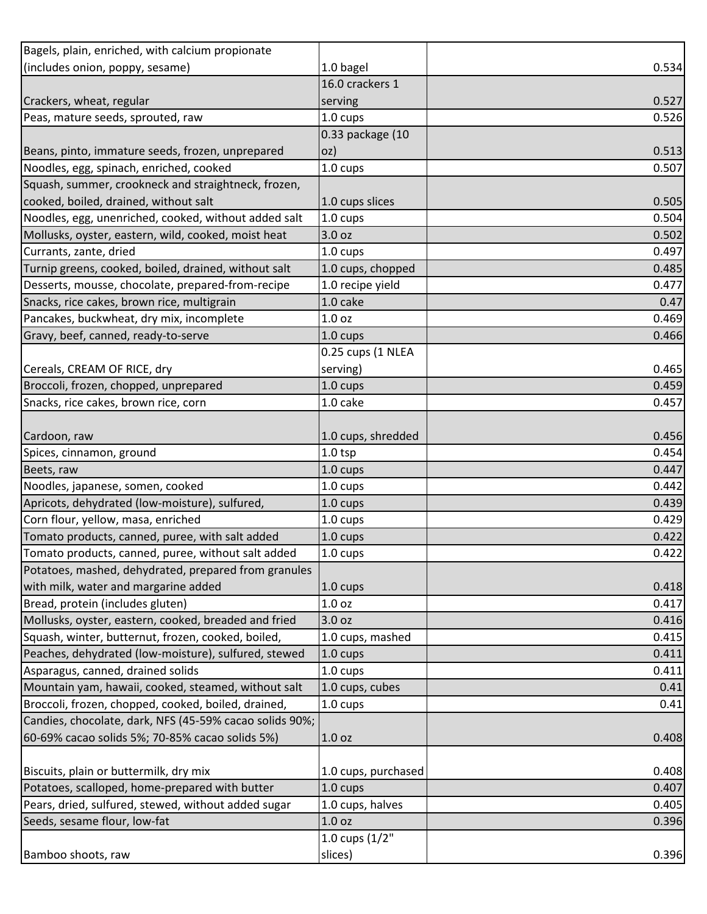| | | |
|---|---|---|
| Bagels, plain, enriched, with calcium propionate (includes onion, poppy, sesame) | 1.0 bagel | 0.534 |
| Crackers, wheat, regular | 16.0 crackers 1 serving | 0.527 |
| Peas, mature seeds, sprouted, raw | 1.0 cups | 0.526 |
| Beans, pinto, immature seeds, frozen, unprepared | 0.33 package (10 oz) | 0.513 |
| Noodles, egg, spinach, enriched, cooked | 1.0 cups | 0.507 |
| Squash, summer, crookneck and straightneck, frozen, cooked, boiled, drained, without salt | 1.0 cups slices | 0.505 |
| Noodles, egg, unenriched, cooked, without added salt | 1.0 cups | 0.504 |
| Mollusks, oyster, eastern, wild, cooked, moist heat | 3.0 oz | 0.502 |
| Currants, zante, dried | 1.0 cups | 0.497 |
| Turnip greens, cooked, boiled, drained, without salt | 1.0 cups, chopped | 0.485 |
| Desserts, mousse, chocolate, prepared-from-recipe | 1.0 recipe yield | 0.477 |
| Snacks, rice cakes, brown rice, multigrain | 1.0 cake | 0.47 |
| Pancakes, buckwheat, dry mix, incomplete | 1.0 oz | 0.469 |
| Gravy, beef, canned, ready-to-serve | 1.0 cups | 0.466 |
| Cereals, CREAM OF RICE, dry | 0.25 cups (1 NLEA serving) | 0.465 |
| Broccoli, frozen, chopped, unprepared | 1.0 cups | 0.459 |
| Snacks, rice cakes, brown rice, corn | 1.0 cake | 0.457 |
| Cardoon, raw | 1.0 cups, shredded | 0.456 |
| Spices, cinnamon, ground | 1.0 tsp | 0.454 |
| Beets, raw | 1.0 cups | 0.447 |
| Noodles, japanese, somen, cooked | 1.0 cups | 0.442 |
| Apricots, dehydrated (low-moisture), sulfured, | 1.0 cups | 0.439 |
| Corn flour, yellow, masa, enriched | 1.0 cups | 0.429 |
| Tomato products, canned, puree, with salt added | 1.0 cups | 0.422 |
| Tomato products, canned, puree, without salt added | 1.0 cups | 0.422 |
| Potatoes, mashed, dehydrated, prepared from granules with milk, water and margarine added | 1.0 cups | 0.418 |
| Bread, protein (includes gluten) | 1.0 oz | 0.417 |
| Mollusks, oyster, eastern, cooked, breaded and fried | 3.0 oz | 0.416 |
| Squash, winter, butternut, frozen, cooked, boiled, | 1.0 cups, mashed | 0.415 |
| Peaches, dehydrated (low-moisture), sulfured, stewed | 1.0 cups | 0.411 |
| Asparagus, canned, drained solids | 1.0 cups | 0.411 |
| Mountain yam, hawaii, cooked, steamed, without salt | 1.0 cups, cubes | 0.41 |
| Broccoli, frozen, chopped, cooked, boiled, drained, | 1.0 cups | 0.41 |
| Candies, chocolate, dark, NFS (45-59% cacao solids 90%; 60-69% cacao solids 5%; 70-85% cacao solids 5%) | 1.0 oz | 0.408 |
| Biscuits, plain or buttermilk, dry mix | 1.0 cups, purchased | 0.408 |
| Potatoes, scalloped, home-prepared with butter | 1.0 cups | 0.407 |
| Pears, dried, sulfured, stewed, without added sugar | 1.0 cups, halves | 0.405 |
| Seeds, sesame flour, low-fat | 1.0 oz | 0.396 |
| Bamboo shoots, raw | 1.0 cups (1/2" slices) | 0.396 |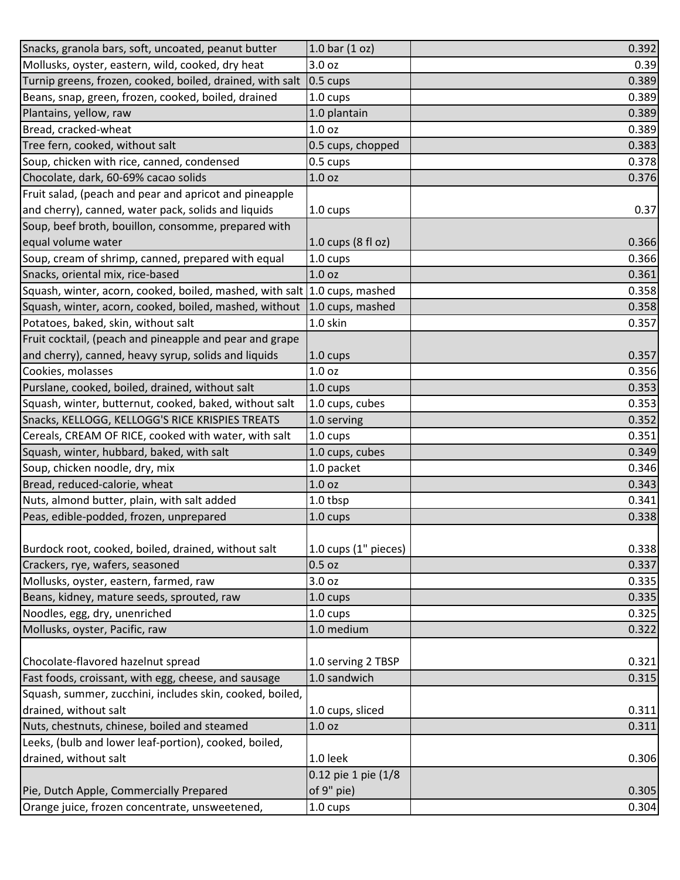| | | |
|---|---|---|
| Snacks, granola bars, soft, uncoated, peanut butter | 1.0 bar (1 oz) | 0.392 |
| Mollusks, oyster, eastern, wild, cooked, dry heat | 3.0 oz | 0.39 |
| Turnip greens, frozen, cooked, boiled, drained, with salt | 0.5 cups | 0.389 |
| Beans, snap, green, frozen, cooked, boiled, drained | 1.0 cups | 0.389 |
| Plantains, yellow, raw | 1.0 plantain | 0.389 |
| Bread, cracked-wheat | 1.0 oz | 0.389 |
| Tree fern, cooked, without salt | 0.5 cups, chopped | 0.383 |
| Soup, chicken with rice, canned, condensed | 0.5 cups | 0.378 |
| Chocolate, dark, 60-69% cacao solids | 1.0 oz | 0.376 |
| Fruit salad, (peach and pear and apricot and pineapple and cherry), canned, water pack, solids and liquids | 1.0 cups | 0.37 |
| Soup, beef broth, bouillon, consomme, prepared with equal volume water | 1.0 cups (8 fl oz) | 0.366 |
| Soup, cream of shrimp, canned, prepared with equal | 1.0 cups | 0.366 |
| Snacks, oriental mix, rice-based | 1.0 oz | 0.361 |
| Squash, winter, acorn, cooked, boiled, mashed, with salt | 1.0 cups, mashed | 0.358 |
| Squash, winter, acorn, cooked, boiled, mashed, without | 1.0 cups, mashed | 0.358 |
| Potatoes, baked, skin, without salt | 1.0 skin | 0.357 |
| Fruit cocktail, (peach and pineapple and pear and grape and cherry), canned, heavy syrup, solids and liquids | 1.0 cups | 0.357 |
| Cookies, molasses | 1.0 oz | 0.356 |
| Purslane, cooked, boiled, drained, without salt | 1.0 cups | 0.353 |
| Squash, winter, butternut, cooked, baked, without salt | 1.0 cups, cubes | 0.353 |
| Snacks, KELLOGG, KELLOGG'S RICE KRISPIES TREATS | 1.0 serving | 0.352 |
| Cereals, CREAM OF RICE, cooked with water, with salt | 1.0 cups | 0.351 |
| Squash, winter, hubbard, baked, with salt | 1.0 cups, cubes | 0.349 |
| Soup, chicken noodle, dry, mix | 1.0 packet | 0.346 |
| Bread, reduced-calorie, wheat | 1.0 oz | 0.343 |
| Nuts, almond butter, plain, with salt added | 1.0 tbsp | 0.341 |
| Peas, edible-podded, frozen, unprepared | 1.0 cups | 0.338 |
| Burdock root, cooked, boiled, drained, without salt | 1.0 cups (1" pieces) | 0.338 |
| Crackers, rye, wafers, seasoned | 0.5 oz | 0.337 |
| Mollusks, oyster, eastern, farmed, raw | 3.0 oz | 0.335 |
| Beans, kidney, mature seeds, sprouted, raw | 1.0 cups | 0.335 |
| Noodles, egg, dry, unenriched | 1.0 cups | 0.325 |
| Mollusks, oyster, Pacific, raw | 1.0 medium | 0.322 |
| Chocolate-flavored hazelnut spread | 1.0 serving 2 TBSP | 0.321 |
| Fast foods, croissant, with egg, cheese, and sausage | 1.0 sandwich | 0.315 |
| Squash, summer, zucchini, includes skin, cooked, boiled, drained, without salt | 1.0 cups, sliced | 0.311 |
| Nuts, chestnuts, chinese, boiled and steamed | 1.0 oz | 0.311 |
| Leeks, (bulb and lower leaf-portion), cooked, boiled, drained, without salt | 1.0 leek | 0.306 |
| Pie, Dutch Apple, Commercially Prepared | 0.12 pie 1 pie (1/8 of 9" pie) | 0.305 |
| Orange juice, frozen concentrate, unsweetened, | 1.0 cups | 0.304 |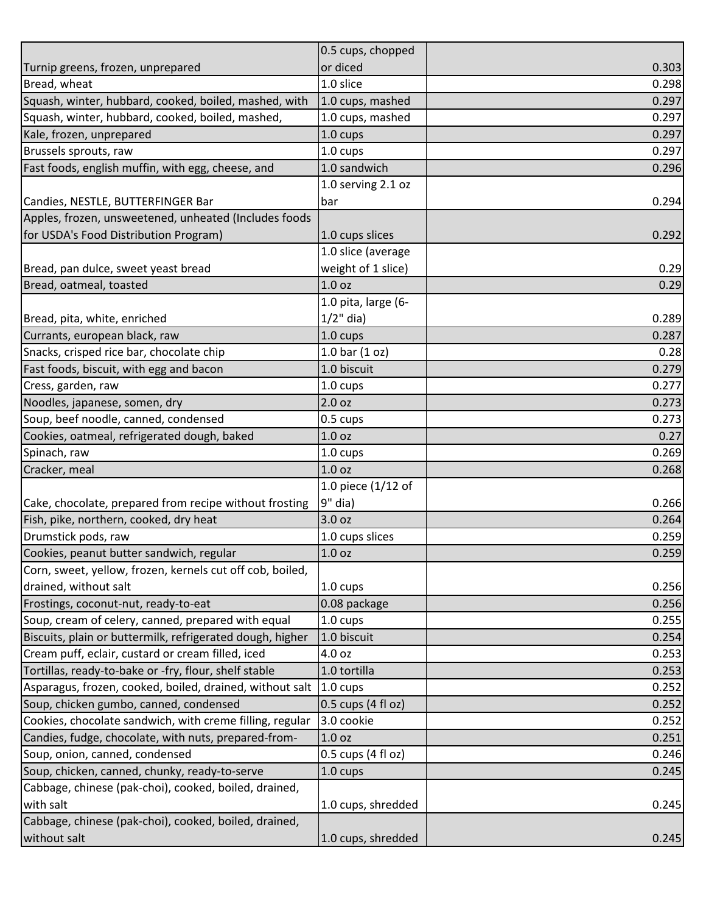| | | |
|---|---|---|
| Turnip greens, frozen, unprepared | 0.5 cups, chopped or diced | 0.303 |
| Bread, wheat | 1.0 slice | 0.298 |
| Squash, winter, hubbard, cooked, boiled, mashed, with | 1.0 cups, mashed | 0.297 |
| Squash, winter, hubbard, cooked, boiled, mashed, | 1.0 cups, mashed | 0.297 |
| Kale, frozen, unprepared | 1.0 cups | 0.297 |
| Brussels sprouts, raw | 1.0 cups | 0.297 |
| Fast foods, english muffin, with egg, cheese, and | 1.0 sandwich | 0.296 |
| Candies, NESTLE, BUTTERFINGER Bar | 1.0 serving 2.1 oz bar | 0.294 |
| Apples, frozen, unsweetened, unheated (Includes foods for USDA's Food Distribution Program) | 1.0 cups slices | 0.292 |
| Bread, pan dulce, sweet yeast bread | 1.0 slice (average weight of 1 slice) | 0.29 |
| Bread, oatmeal, toasted | 1.0 oz | 0.29 |
| Bread, pita, white, enriched | 1.0 pita, large (6-1/2" dia) | 0.289 |
| Currants, european black, raw | 1.0 cups | 0.287 |
| Snacks, crisped rice bar, chocolate chip | 1.0 bar (1 oz) | 0.28 |
| Fast foods, biscuit, with egg and bacon | 1.0 biscuit | 0.279 |
| Cress, garden, raw | 1.0 cups | 0.277 |
| Noodles, japanese, somen, dry | 2.0 oz | 0.273 |
| Soup, beef noodle, canned, condensed | 0.5 cups | 0.273 |
| Cookies, oatmeal, refrigerated dough, baked | 1.0 oz | 0.27 |
| Spinach, raw | 1.0 cups | 0.269 |
| Cracker, meal | 1.0 oz | 0.268 |
| Cake, chocolate, prepared from recipe without frosting | 1.0 piece (1/12 of 9" dia) | 0.266 |
| Fish, pike, northern, cooked, dry heat | 3.0 oz | 0.264 |
| Drumstick pods, raw | 1.0 cups slices | 0.259 |
| Cookies, peanut butter sandwich, regular | 1.0 oz | 0.259 |
| Corn, sweet, yellow, frozen, kernels cut off cob, boiled, drained, without salt | 1.0 cups | 0.256 |
| Frostings, coconut-nut, ready-to-eat | 0.08 package | 0.256 |
| Soup, cream of celery, canned, prepared with equal | 1.0 cups | 0.255 |
| Biscuits, plain or buttermilk, refrigerated dough, higher | 1.0 biscuit | 0.254 |
| Cream puff, eclair, custard or cream filled, iced | 4.0 oz | 0.253 |
| Tortillas, ready-to-bake or -fry, flour, shelf stable | 1.0 tortilla | 0.253 |
| Asparagus, frozen, cooked, boiled, drained, without salt | 1.0 cups | 0.252 |
| Soup, chicken gumbo, canned, condensed | 0.5 cups (4 fl oz) | 0.252 |
| Cookies, chocolate sandwich, with creme filling, regular | 3.0 cookie | 0.252 |
| Candies, fudge, chocolate, with nuts, prepared-from- | 1.0 oz | 0.251 |
| Soup, onion, canned, condensed | 0.5 cups (4 fl oz) | 0.246 |
| Soup, chicken, canned, chunky, ready-to-serve | 1.0 cups | 0.245 |
| Cabbage, chinese (pak-choi), cooked, boiled, drained, with salt | 1.0 cups, shredded | 0.245 |
| Cabbage, chinese (pak-choi), cooked, boiled, drained, without salt | 1.0 cups, shredded | 0.245 |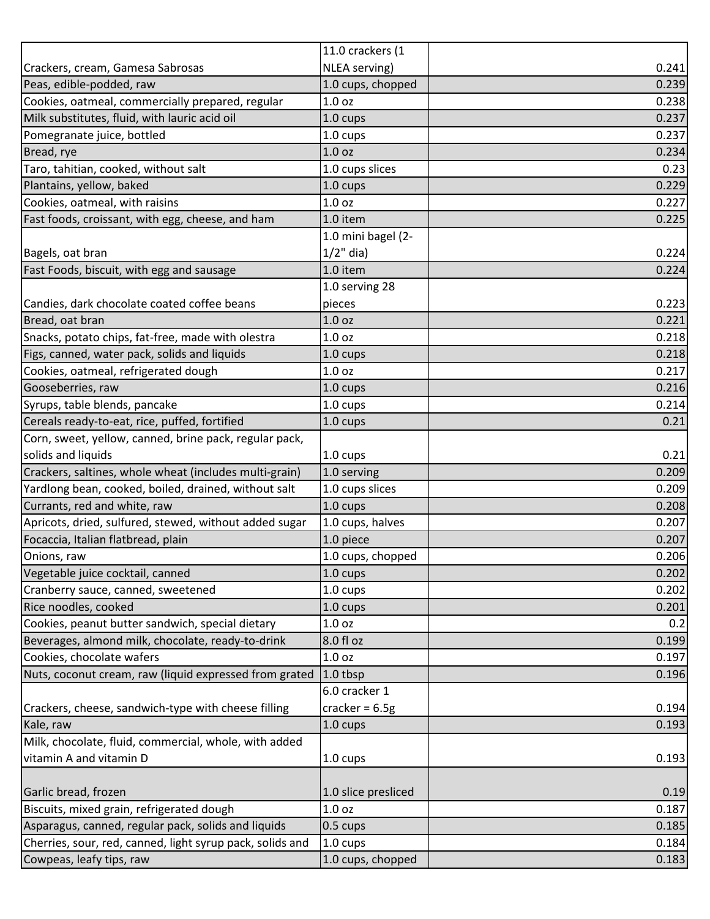| | | |
|---|---|---|
| Crackers, cream, Gamesa Sabrosas | 11.0 crackers (1 NLEA serving) | 0.241 |
| Peas, edible-podded, raw | 1.0 cups, chopped | 0.239 |
| Cookies, oatmeal, commercially prepared, regular | 1.0 oz | 0.238 |
| Milk substitutes, fluid, with lauric acid oil | 1.0 cups | 0.237 |
| Pomegranate juice, bottled | 1.0 cups | 0.237 |
| Bread, rye | 1.0 oz | 0.234 |
| Taro, tahitian, cooked, without salt | 1.0 cups slices | 0.23 |
| Plantains, yellow, baked | 1.0 cups | 0.229 |
| Cookies, oatmeal, with raisins | 1.0 oz | 0.227 |
| Fast foods, croissant, with egg, cheese, and ham | 1.0 item | 0.225 |
| Bagels, oat bran | 1.0 mini bagel (2-1/2" dia) | 0.224 |
| Fast Foods, biscuit, with egg and sausage | 1.0 item | 0.224 |
| Candies, dark chocolate coated coffee beans | 1.0 serving 28 pieces | 0.223 |
| Bread, oat bran | 1.0 oz | 0.221 |
| Snacks, potato chips, fat-free, made with olestra | 1.0 oz | 0.218 |
| Figs, canned, water pack, solids and liquids | 1.0 cups | 0.218 |
| Cookies, oatmeal, refrigerated dough | 1.0 oz | 0.217 |
| Gooseberries, raw | 1.0 cups | 0.216 |
| Syrups, table blends, pancake | 1.0 cups | 0.214 |
| Cereals ready-to-eat, rice, puffed, fortified | 1.0 cups | 0.21 |
| Corn, sweet, yellow, canned, brine pack, regular pack, solids and liquids | 1.0 cups | 0.21 |
| Crackers, saltines, whole wheat (includes multi-grain) | 1.0 serving | 0.209 |
| Yardlong bean, cooked, boiled, drained, without salt | 1.0 cups slices | 0.209 |
| Currants, red and white, raw | 1.0 cups | 0.208 |
| Apricots, dried, sulfured, stewed, without added sugar | 1.0 cups, halves | 0.207 |
| Focaccia, Italian flatbread, plain | 1.0 piece | 0.207 |
| Onions, raw | 1.0 cups, chopped | 0.206 |
| Vegetable juice cocktail, canned | 1.0 cups | 0.202 |
| Cranberry sauce, canned, sweetened | 1.0 cups | 0.202 |
| Rice noodles, cooked | 1.0 cups | 0.201 |
| Cookies, peanut butter sandwich, special dietary | 1.0 oz | 0.2 |
| Beverages, almond milk, chocolate, ready-to-drink | 8.0 fl oz | 0.199 |
| Cookies, chocolate wafers | 1.0 oz | 0.197 |
| Nuts, coconut cream, raw (liquid expressed from grated | 1.0 tbsp | 0.196 |
| Crackers, cheese, sandwich-type with cheese filling | 6.0 cracker 1 cracker = 6.5g | 0.194 |
| Kale, raw | 1.0 cups | 0.193 |
| Milk, chocolate, fluid, commercial, whole, with added vitamin A and vitamin D | 1.0 cups | 0.193 |
| Garlic bread, frozen | 1.0 slice presliced | 0.19 |
| Biscuits, mixed grain, refrigerated dough | 1.0 oz | 0.187 |
| Asparagus, canned, regular pack, solids and liquids | 0.5 cups | 0.185 |
| Cherries, sour, red, canned, light syrup pack, solids and | 1.0 cups | 0.184 |
| Cowpeas, leafy tips, raw | 1.0 cups, chopped | 0.183 |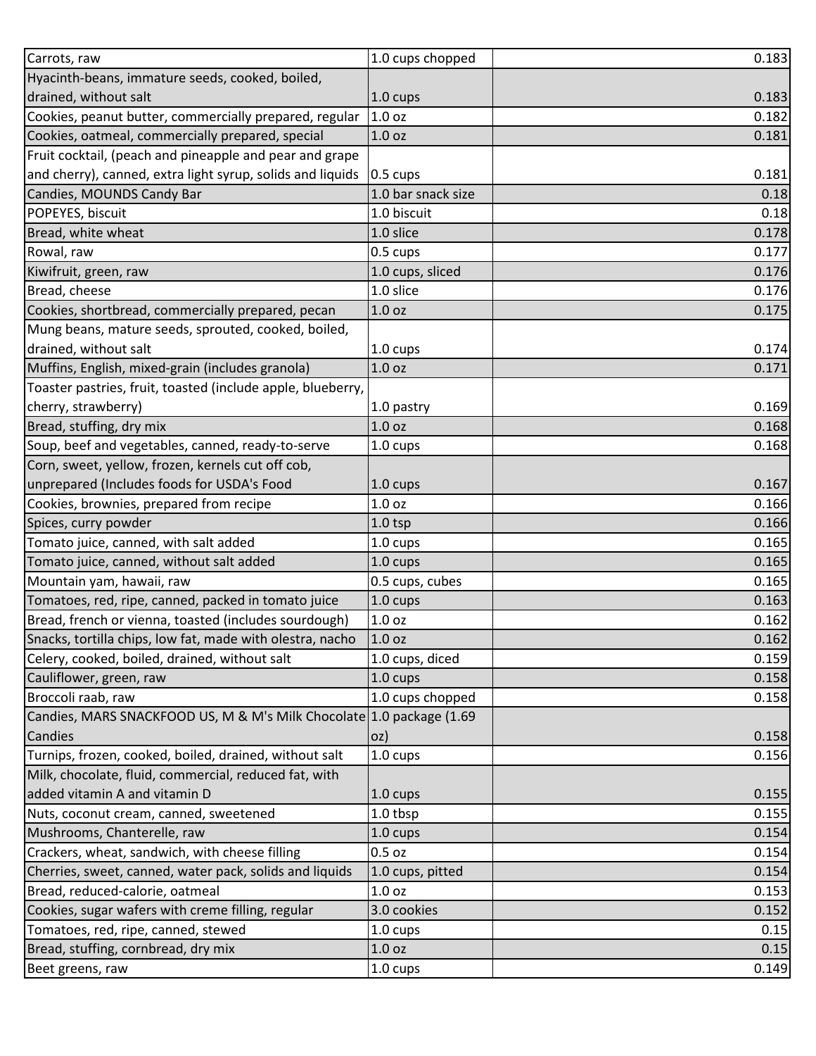| | | |
|---|---|---|
| Carrots, raw | 1.0 cups chopped | 0.183 |
| Hyacinth-beans, immature seeds, cooked, boiled, drained, without salt | 1.0 cups | 0.183 |
| Cookies, peanut butter, commercially prepared, regular | 1.0 oz | 0.182 |
| Cookies, oatmeal, commercially prepared, special | 1.0 oz | 0.181 |
| Fruit cocktail, (peach and pineapple and pear and grape and cherry), canned, extra light syrup, solids and liquids | 0.5 cups | 0.181 |
| Candies, MOUNDS Candy Bar | 1.0 bar snack size | 0.18 |
| POPEYES, biscuit | 1.0 biscuit | 0.18 |
| Bread, white wheat | 1.0 slice | 0.178 |
| Rowal, raw | 0.5 cups | 0.177 |
| Kiwifruit, green, raw | 1.0 cups, sliced | 0.176 |
| Bread, cheese | 1.0 slice | 0.176 |
| Cookies, shortbread, commercially prepared, pecan | 1.0 oz | 0.175 |
| Mung beans, mature seeds, sprouted, cooked, boiled, drained, without salt | 1.0 cups | 0.174 |
| Muffins, English, mixed-grain (includes granola) | 1.0 oz | 0.171 |
| Toaster pastries, fruit, toasted (include apple, blueberry, cherry, strawberry) | 1.0 pastry | 0.169 |
| Bread, stuffing, dry mix | 1.0 oz | 0.168 |
| Soup, beef and vegetables, canned, ready-to-serve | 1.0 cups | 0.168 |
| Corn, sweet, yellow, frozen, kernels cut off cob, unprepared (Includes foods for USDA's Food | 1.0 cups | 0.167 |
| Cookies, brownies, prepared from recipe | 1.0 oz | 0.166 |
| Spices, curry powder | 1.0 tsp | 0.166 |
| Tomato juice, canned, with salt added | 1.0 cups | 0.165 |
| Tomato juice, canned, without salt added | 1.0 cups | 0.165 |
| Mountain yam, hawaii, raw | 0.5 cups, cubes | 0.165 |
| Tomatoes, red, ripe, canned, packed in tomato juice | 1.0 cups | 0.163 |
| Bread, french or vienna, toasted (includes sourdough) | 1.0 oz | 0.162 |
| Snacks, tortilla chips, low fat, made with olestra, nacho | 1.0 oz | 0.162 |
| Celery, cooked, boiled, drained, without salt | 1.0 cups, diced | 0.159 |
| Cauliflower, green, raw | 1.0 cups | 0.158 |
| Broccoli raab, raw | 1.0 cups chopped | 0.158 |
| Candies, MARS SNACKFOOD US, M & M's Milk Chocolate Candies | 1.0 package (1.69 oz) | 0.158 |
| Turnips, frozen, cooked, boiled, drained, without salt | 1.0 cups | 0.156 |
| Milk, chocolate, fluid, commercial, reduced fat, with added vitamin A and vitamin D | 1.0 cups | 0.155 |
| Nuts, coconut cream, canned, sweetened | 1.0 tbsp | 0.155 |
| Mushrooms, Chanterelle, raw | 1.0 cups | 0.154 |
| Crackers, wheat, sandwich, with cheese filling | 0.5 oz | 0.154 |
| Cherries, sweet, canned, water pack, solids and liquids | 1.0 cups, pitted | 0.154 |
| Bread, reduced-calorie, oatmeal | 1.0 oz | 0.153 |
| Cookies, sugar wafers with creme filling, regular | 3.0 cookies | 0.152 |
| Tomatoes, red, ripe, canned, stewed | 1.0 cups | 0.15 |
| Bread, stuffing, cornbread, dry mix | 1.0 oz | 0.15 |
| Beet greens, raw | 1.0 cups | 0.149 |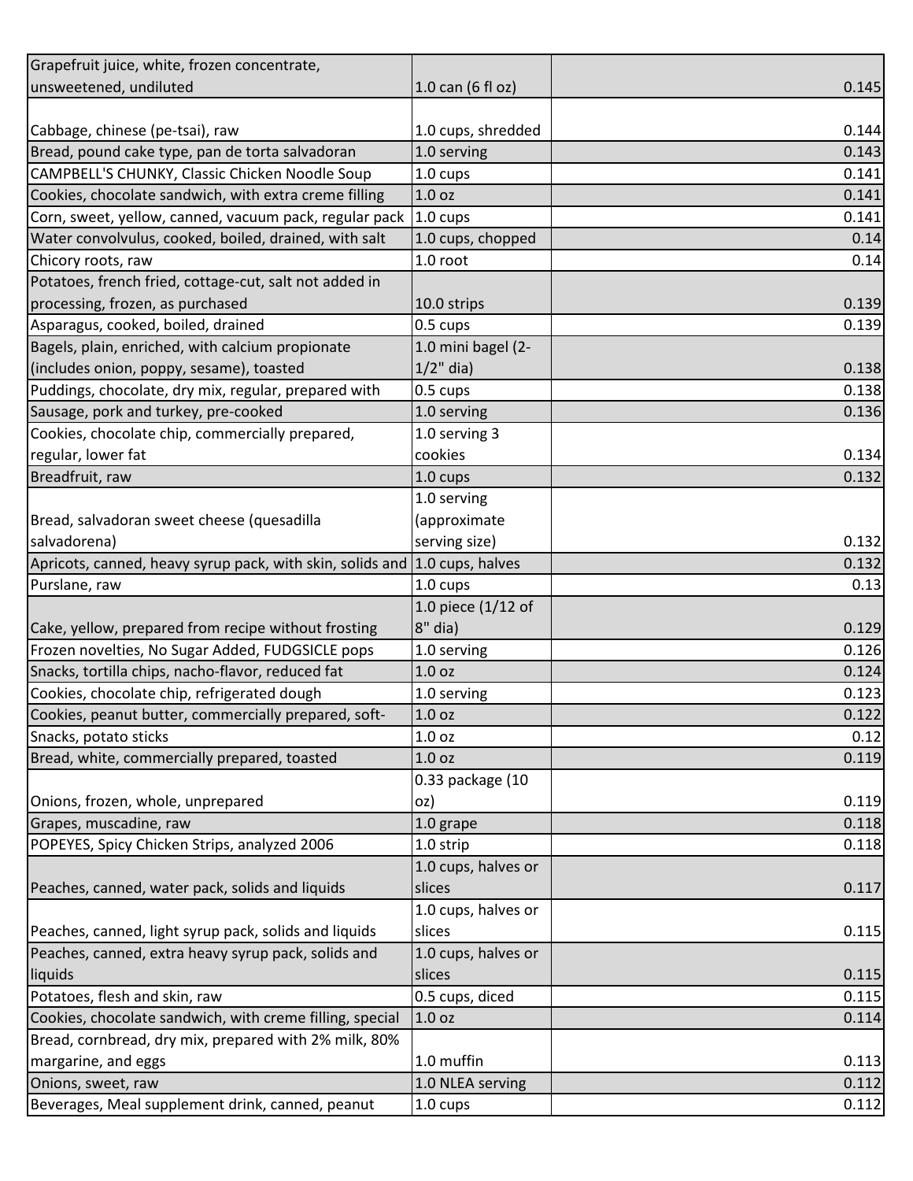| | | |
|---|---|---|
| Grapefruit juice, white, frozen concentrate, unsweetened, undiluted | 1.0 can (6 fl oz) | 0.145 |
| Cabbage, chinese (pe-tsai), raw | 1.0 cups, shredded | 0.144 |
| Bread, pound cake type, pan de torta salvadoran | 1.0 serving | 0.143 |
| CAMPBELL'S CHUNKY, Classic Chicken Noodle Soup | 1.0 cups | 0.141 |
| Cookies, chocolate sandwich, with extra creme filling | 1.0 oz | 0.141 |
| Corn, sweet, yellow, canned, vacuum pack, regular pack | 1.0 cups | 0.141 |
| Water convolvulus, cooked, boiled, drained, with salt | 1.0 cups, chopped | 0.14 |
| Chicory roots, raw | 1.0 root | 0.14 |
| Potatoes, french fried, cottage-cut, salt not added in processing, frozen, as purchased | 10.0 strips | 0.139 |
| Asparagus, cooked, boiled, drained | 0.5 cups | 0.139 |
| Bagels, plain, enriched, with calcium propionate (includes onion, poppy, sesame), toasted | 1.0 mini bagel (2-1/2" dia) | 0.138 |
| Puddings, chocolate, dry mix, regular, prepared with | 0.5 cups | 0.138 |
| Sausage, pork and turkey, pre-cooked | 1.0 serving | 0.136 |
| Cookies, chocolate chip, commercially prepared, regular, lower fat | 1.0 serving 3 cookies | 0.134 |
| Breadfruit, raw | 1.0 cups | 0.132 |
| Bread, salvadoran sweet cheese (quesadilla salvadorena) | 1.0 serving (approximate serving size) | 0.132 |
| Apricots, canned, heavy syrup pack, with skin, solids and | 1.0 cups, halves | 0.132 |
| Purslane, raw | 1.0 cups | 0.13 |
| Cake, yellow, prepared from recipe without frosting | 1.0 piece (1/12 of 8" dia) | 0.129 |
| Frozen novelties, No Sugar Added, FUDGSICLE pops | 1.0 serving | 0.126 |
| Snacks, tortilla chips, nacho-flavor, reduced fat | 1.0 oz | 0.124 |
| Cookies, chocolate chip, refrigerated dough | 1.0 serving | 0.123 |
| Cookies, peanut butter, commercially prepared, soft- | 1.0 oz | 0.122 |
| Snacks, potato sticks | 1.0 oz | 0.12 |
| Bread, white, commercially prepared, toasted | 1.0 oz | 0.119 |
| Onions, frozen, whole, unprepared | 0.33 package (10 oz) | 0.119 |
| Grapes, muscadine, raw | 1.0 grape | 0.118 |
| POPEYES, Spicy Chicken Strips, analyzed 2006 | 1.0 strip | 0.118 |
| Peaches, canned, water pack, solids and liquids | 1.0 cups, halves or slices | 0.117 |
| Peaches, canned, light syrup pack, solids and liquids | 1.0 cups, halves or slices | 0.115 |
| Peaches, canned, extra heavy syrup pack, solids and liquids | 1.0 cups, halves or slices | 0.115 |
| Potatoes, flesh and skin, raw | 0.5 cups, diced | 0.115 |
| Cookies, chocolate sandwich, with creme filling, special | 1.0 oz | 0.114 |
| Bread, cornbread, dry mix, prepared with 2% milk, 80% margarine, and eggs | 1.0 muffin | 0.113 |
| Onions, sweet, raw | 1.0 NLEA serving | 0.112 |
| Beverages, Meal supplement drink, canned, peanut | 1.0 cups | 0.112 |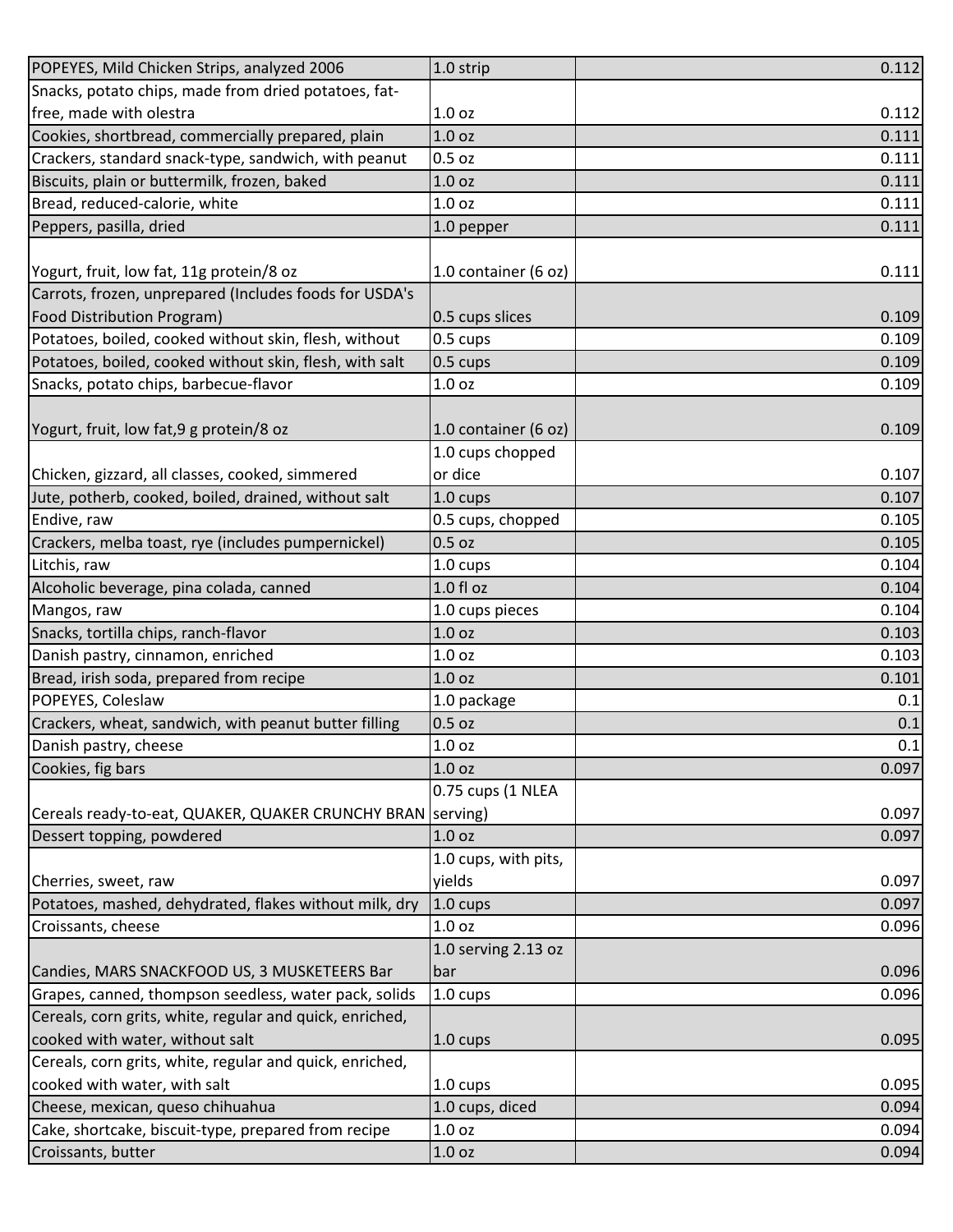| | | |
|---|---|---|
| POPEYES, Mild Chicken Strips, analyzed 2006 | 1.0 strip | 0.112 |
| Snacks, potato chips, made from dried potatoes, fat-free, made with olestra | 1.0 oz | 0.112 |
| Cookies, shortbread, commercially prepared, plain | 1.0 oz | 0.111 |
| Crackers, standard snack-type, sandwich, with peanut | 0.5 oz | 0.111 |
| Biscuits, plain or buttermilk, frozen, baked | 1.0 oz | 0.111 |
| Bread, reduced-calorie, white | 1.0 oz | 0.111 |
| Peppers, pasilla, dried | 1.0 pepper | 0.111 |
| Yogurt, fruit, low fat, 11g protein/8 oz | 1.0 container (6 oz) | 0.111 |
| Carrots, frozen, unprepared (Includes foods for USDA's Food Distribution Program) | 0.5 cups slices | 0.109 |
| Potatoes, boiled, cooked without skin, flesh, without | 0.5 cups | 0.109 |
| Potatoes, boiled, cooked without skin, flesh, with salt | 0.5 cups | 0.109 |
| Snacks, potato chips, barbecue-flavor | 1.0 oz | 0.109 |
| Yogurt, fruit, low fat,9 g protein/8 oz | 1.0 container (6 oz) | 0.109 |
| Chicken, gizzard, all classes, cooked, simmered | 1.0 cups chopped or dice | 0.107 |
| Jute, potherb, cooked, boiled, drained, without salt | 1.0 cups | 0.107 |
| Endive, raw | 0.5 cups, chopped | 0.105 |
| Crackers, melba toast, rye (includes pumpernickel) | 0.5 oz | 0.105 |
| Litchis, raw | 1.0 cups | 0.104 |
| Alcoholic beverage, pina colada, canned | 1.0 fl oz | 0.104 |
| Mangos, raw | 1.0 cups pieces | 0.104 |
| Snacks, tortilla chips, ranch-flavor | 1.0 oz | 0.103 |
| Danish pastry, cinnamon, enriched | 1.0 oz | 0.103 |
| Bread, irish soda, prepared from recipe | 1.0 oz | 0.101 |
| POPEYES, Coleslaw | 1.0 package | 0.1 |
| Crackers, wheat, sandwich, with peanut butter filling | 0.5 oz | 0.1 |
| Danish pastry, cheese | 1.0 oz | 0.1 |
| Cookies, fig bars | 1.0 oz | 0.097 |
| Cereals ready-to-eat, QUAKER, QUAKER CRUNCHY BRAN | 0.75 cups (1 NLEA serving) | 0.097 |
| Dessert topping, powdered | 1.0 oz | 0.097 |
| Cherries, sweet, raw | 1.0 cups, with pits, yields | 0.097 |
| Potatoes, mashed, dehydrated, flakes without milk, dry | 1.0 cups | 0.097 |
| Croissants, cheese | 1.0 oz | 0.096 |
| Candies, MARS SNACKFOOD US, 3 MUSKETEERS Bar | 1.0 serving 2.13 oz bar | 0.096 |
| Grapes, canned, thompson seedless, water pack, solids | 1.0 cups | 0.096 |
| Cereals, corn grits, white, regular and quick, enriched, cooked with water, without salt | 1.0 cups | 0.095 |
| Cereals, corn grits, white, regular and quick, enriched, cooked with water, with salt | 1.0 cups | 0.095 |
| Cheese, mexican, queso chihuahua | 1.0 cups, diced | 0.094 |
| Cake, shortcake, biscuit-type, prepared from recipe | 1.0 oz | 0.094 |
| Croissants, butter | 1.0 oz | 0.094 |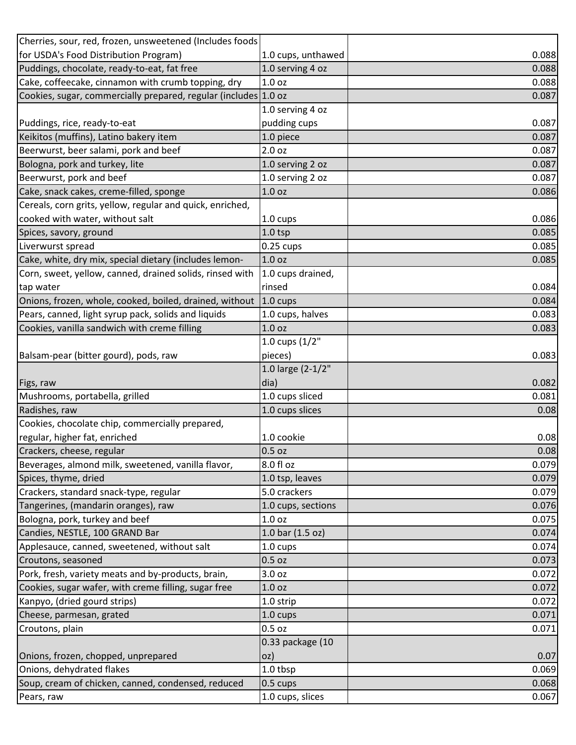| | | |
|---|---|---|
| Cherries, sour, red, frozen, unsweetened (Includes foods for USDA's Food Distribution Program) | 1.0 cups, unthawed | 0.088 |
| Puddings, chocolate, ready-to-eat, fat free | 1.0 serving 4 oz | 0.088 |
| Cake, coffeecake, cinnamon with crumb topping, dry | 1.0 oz | 0.088 |
| Cookies, sugar, commercially prepared, regular (includes | 1.0 oz | 0.087 |
| Puddings, rice, ready-to-eat | 1.0 serving 4 oz pudding cups | 0.087 |
| Keikitos (muffins), Latino bakery item | 1.0 piece | 0.087 |
| Beerwurst, beer salami, pork and beef | 2.0 oz | 0.087 |
| Bologna, pork and turkey, lite | 1.0 serving 2 oz | 0.087 |
| Beerwurst, pork and beef | 1.0 serving 2 oz | 0.087 |
| Cake, snack cakes, creme-filled, sponge | 1.0 oz | 0.086 |
| Cereals, corn grits, yellow, regular and quick, enriched, cooked with water, without salt | 1.0 cups | 0.086 |
| Spices, savory, ground | 1.0 tsp | 0.085 |
| Liverwurst spread | 0.25 cups | 0.085 |
| Cake, white, dry mix, special dietary (includes lemon- | 1.0 oz | 0.085 |
| Corn, sweet, yellow, canned, drained solids, rinsed with tap water | 1.0 cups drained, rinsed | 0.084 |
| Onions, frozen, whole, cooked, boiled, drained, without | 1.0 cups | 0.084 |
| Pears, canned, light syrup pack, solids and liquids | 1.0 cups, halves | 0.083 |
| Cookies, vanilla sandwich with creme filling | 1.0 oz | 0.083 |
| Balsam-pear (bitter gourd), pods, raw | 1.0 cups (1/2" pieces) | 0.083 |
| Figs, raw | 1.0 large (2-1/2" dia) | 0.082 |
| Mushrooms, portabella, grilled | 1.0 cups sliced | 0.081 |
| Radishes, raw | 1.0 cups slices | 0.08 |
| Cookies, chocolate chip, commercially prepared, regular, higher fat, enriched | 1.0 cookie | 0.08 |
| Crackers, cheese, regular | 0.5 oz | 0.08 |
| Beverages, almond milk, sweetened, vanilla flavor, | 8.0 fl oz | 0.079 |
| Spices, thyme, dried | 1.0 tsp, leaves | 0.079 |
| Crackers, standard snack-type, regular | 5.0 crackers | 0.079 |
| Tangerines, (mandarin oranges), raw | 1.0 cups, sections | 0.076 |
| Bologna, pork, turkey and beef | 1.0 oz | 0.075 |
| Candies, NESTLE, 100 GRAND Bar | 1.0 bar (1.5 oz) | 0.074 |
| Applesauce, canned, sweetened, without salt | 1.0 cups | 0.074 |
| Croutons, seasoned | 0.5 oz | 0.073 |
| Pork, fresh, variety meats and by-products, brain, | 3.0 oz | 0.072 |
| Cookies, sugar wafer, with creme filling, sugar free | 1.0 oz | 0.072 |
| Kanpyo, (dried gourd strips) | 1.0 strip | 0.072 |
| Cheese, parmesan, grated | 1.0 cups | 0.071 |
| Croutons, plain | 0.5 oz | 0.071 |
| Onions, frozen, chopped, unprepared | 0.33 package (10 oz) | 0.07 |
| Onions, dehydrated flakes | 1.0 tbsp | 0.069 |
| Soup, cream of chicken, canned, condensed, reduced | 0.5 cups | 0.068 |
| Pears, raw | 1.0 cups, slices | 0.067 |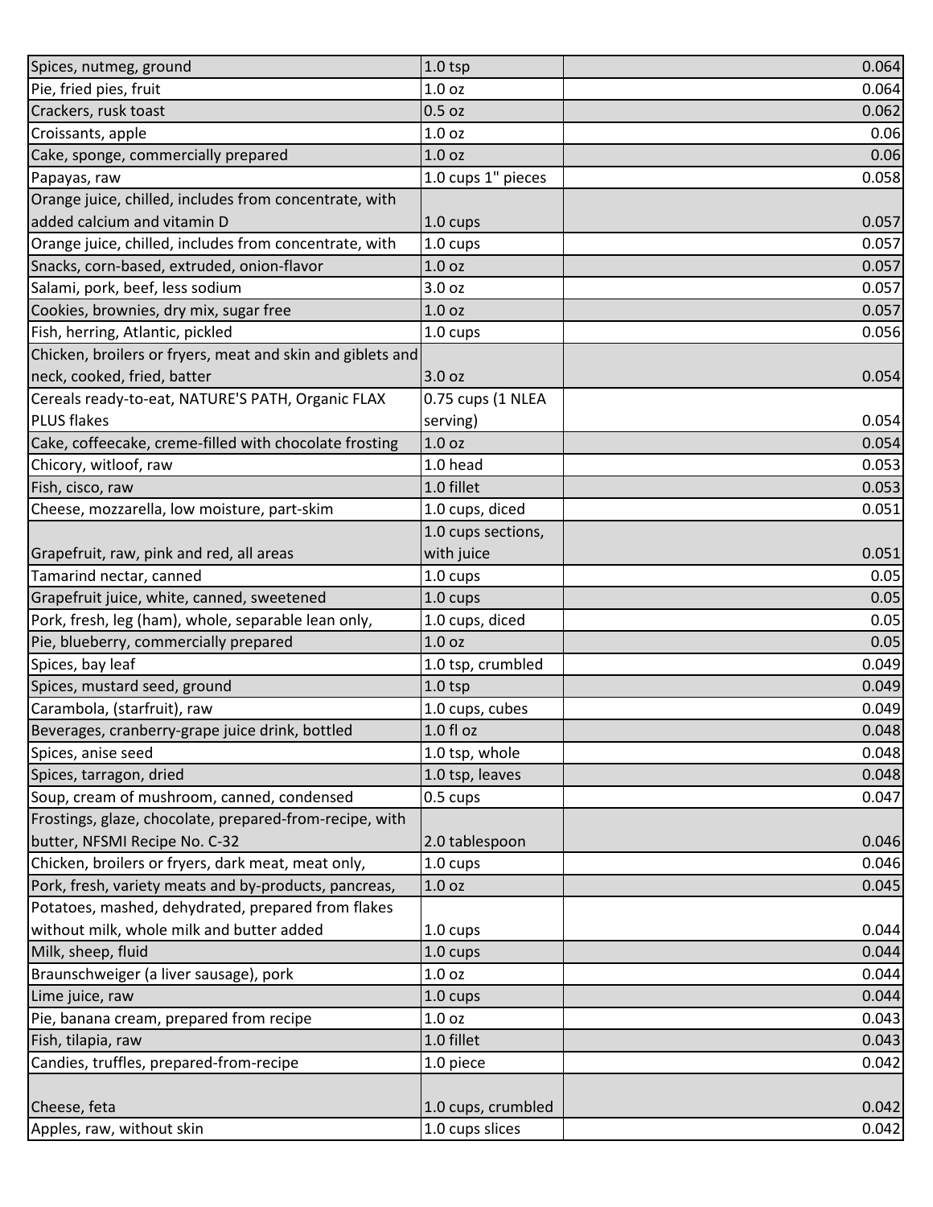| Spices, nutmeg, ground | 1.0 tsp | 0.064 |
|---|---|---|
| Pie, fried pies, fruit | 1.0 oz | 0.064 |
| Crackers, rusk toast | 0.5 oz | 0.062 |
| Croissants, apple | 1.0 oz | 0.06 |
| Cake, sponge, commercially prepared | 1.0 oz | 0.06 |
| Papayas, raw | 1.0 cups 1" pieces | 0.058 |
| Orange juice, chilled, includes from concentrate, with added calcium and vitamin D | 1.0 cups | 0.057 |
| Orange juice, chilled, includes from concentrate, with | 1.0 cups | 0.057 |
| Snacks, corn-based, extruded, onion-flavor | 1.0 oz | 0.057 |
| Salami, pork, beef, less sodium | 3.0 oz | 0.057 |
| Cookies, brownies, dry mix, sugar free | 1.0 oz | 0.057 |
| Fish, herring, Atlantic, pickled | 1.0 cups | 0.056 |
| Chicken, broilers or fryers, meat and skin and giblets and neck, cooked, fried, batter | 3.0 oz | 0.054 |
| Cereals ready-to-eat, NATURE'S PATH, Organic FLAX PLUS flakes | 0.75 cups (1 NLEA serving) | 0.054 |
| Cake, coffeecake, creme-filled with chocolate frosting | 1.0 oz | 0.054 |
| Chicory, witloof, raw | 1.0 head | 0.053 |
| Fish, cisco, raw | 1.0 fillet | 0.053 |
| Cheese, mozzarella, low moisture, part-skim | 1.0 cups, diced | 0.051 |
| Grapefruit, raw, pink and red, all areas | 1.0 cups sections, with juice | 0.051 |
| Tamarind nectar, canned | 1.0 cups | 0.05 |
| Grapefruit juice, white, canned, sweetened | 1.0 cups | 0.05 |
| Pork, fresh, leg (ham), whole, separable lean only, | 1.0 cups, diced | 0.05 |
| Pie, blueberry, commercially prepared | 1.0 oz | 0.05 |
| Spices, bay leaf | 1.0 tsp, crumbled | 0.049 |
| Spices, mustard seed, ground | 1.0 tsp | 0.049 |
| Carambola, (starfruit), raw | 1.0 cups, cubes | 0.049 |
| Beverages, cranberry-grape juice drink, bottled | 1.0 fl oz | 0.048 |
| Spices, anise seed | 1.0 tsp, whole | 0.048 |
| Spices, tarragon, dried | 1.0 tsp, leaves | 0.048 |
| Soup, cream of mushroom, canned, condensed | 0.5 cups | 0.047 |
| Frostings, glaze, chocolate, prepared-from-recipe, with butter, NFSMI Recipe No. C-32 | 2.0 tablespoon | 0.046 |
| Chicken, broilers or fryers, dark meat, meat only, | 1.0 cups | 0.046 |
| Pork, fresh, variety meats and by-products, pancreas, | 1.0 oz | 0.045 |
| Potatoes, mashed, dehydrated, prepared from flakes without milk, whole milk and butter added | 1.0 cups | 0.044 |
| Milk, sheep, fluid | 1.0 cups | 0.044 |
| Braunschweiger (a liver sausage), pork | 1.0 oz | 0.044 |
| Lime juice, raw | 1.0 cups | 0.044 |
| Pie, banana cream, prepared from recipe | 1.0 oz | 0.043 |
| Fish, tilapia, raw | 1.0 fillet | 0.043 |
| Candies, truffles, prepared-from-recipe | 1.0 piece | 0.042 |
| Cheese, feta | 1.0 cups, crumbled | 0.042 |
| Apples, raw, without skin | 1.0 cups slices | 0.042 |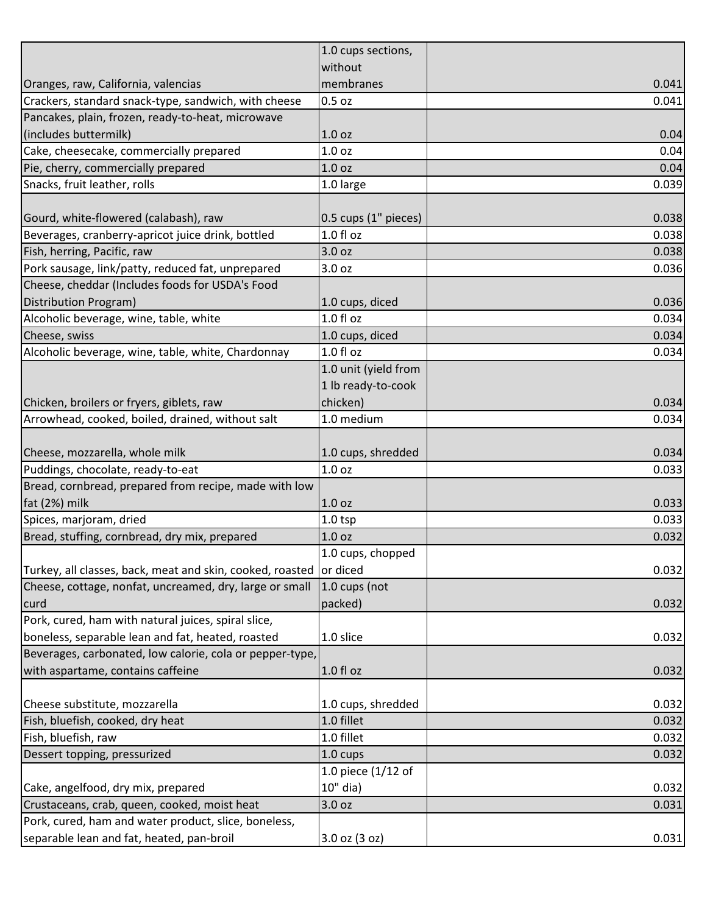| | | |
|---|---|---|
| Oranges, raw, California, valencias | 1.0 cups sections, without membranes | 0.041 |
| Crackers, standard snack-type, sandwich, with cheese | 0.5 oz | 0.041 |
| Pancakes, plain, frozen, ready-to-heat, microwave (includes buttermilk) | 1.0 oz | 0.04 |
| Cake, cheesecake, commercially prepared | 1.0 oz | 0.04 |
| Pie, cherry, commercially prepared | 1.0 oz | 0.04 |
| Snacks, fruit leather, rolls | 1.0 large | 0.039 |
| Gourd, white-flowered (calabash), raw | 0.5 cups (1" pieces) | 0.038 |
| Beverages, cranberry-apricot juice drink, bottled | 1.0 fl oz | 0.038 |
| Fish, herring, Pacific, raw | 3.0 oz | 0.038 |
| Pork sausage, link/patty, reduced fat, unprepared | 3.0 oz | 0.036 |
| Cheese, cheddar (Includes foods for USDA's Food Distribution Program) | 1.0 cups, diced | 0.036 |
| Alcoholic beverage, wine, table, white | 1.0 fl oz | 0.034 |
| Cheese, swiss | 1.0 cups, diced | 0.034 |
| Alcoholic beverage, wine, table, white, Chardonnay | 1.0 fl oz | 0.034 |
| Chicken, broilers or fryers, giblets, raw | 1.0 unit (yield from 1 lb ready-to-cook chicken) | 0.034 |
| Arrowhead, cooked, boiled, drained, without salt | 1.0 medium | 0.034 |
| Cheese, mozzarella, whole milk | 1.0 cups, shredded | 0.034 |
| Puddings, chocolate, ready-to-eat | 1.0 oz | 0.033 |
| Bread, cornbread, prepared from recipe, made with low fat (2%) milk | 1.0 oz | 0.033 |
| Spices, marjoram, dried | 1.0 tsp | 0.033 |
| Bread, stuffing, cornbread, dry mix, prepared | 1.0 oz | 0.032 |
| Turkey, all classes, back, meat and skin, cooked, roasted | 1.0 cups, chopped or diced | 0.032 |
| Cheese, cottage, nonfat, uncreamed, dry, large or small curd | 1.0 cups (not packed) | 0.032 |
| Pork, cured, ham with natural juices, spiral slice, boneless, separable lean and fat, heated, roasted | 1.0 slice | 0.032 |
| Beverages, carbonated, low calorie, cola or pepper-type, with aspartame, contains caffeine | 1.0 fl oz | 0.032 |
| Cheese substitute, mozzarella | 1.0 cups, shredded | 0.032 |
| Fish, bluefish, cooked, dry heat | 1.0 fillet | 0.032 |
| Fish, bluefish, raw | 1.0 fillet | 0.032 |
| Dessert topping, pressurized | 1.0 cups | 0.032 |
| Cake, angelfood, dry mix, prepared | 1.0 piece (1/12 of 10" dia) | 0.032 |
| Crustaceans, crab, queen, cooked, moist heat | 3.0 oz | 0.031 |
| Pork, cured, ham and water product, slice, boneless, separable lean and fat, heated, pan-broil | 3.0 oz (3 oz) | 0.031 |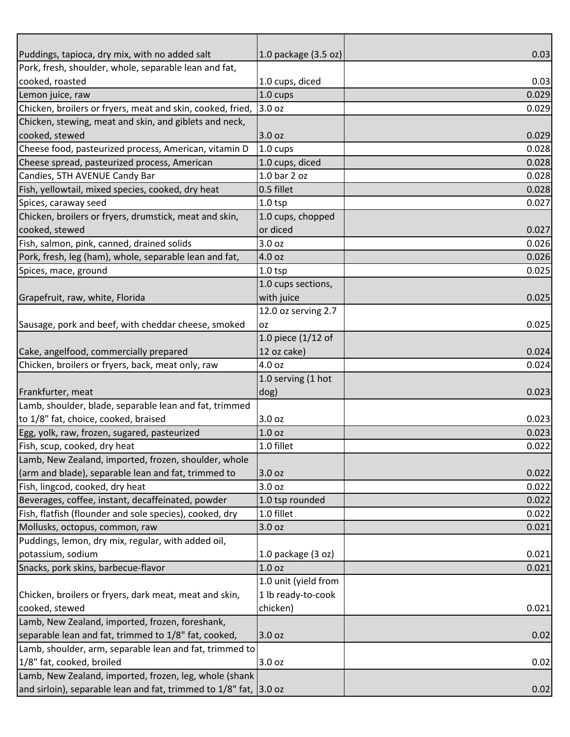| | | |
|---|---|---|
| Puddings, tapioca, dry mix, with no added salt | 1.0 package (3.5 oz) | 0.03 |
| Pork, fresh, shoulder, whole, separable lean and fat, cooked, roasted | 1.0 cups, diced | 0.03 |
| Lemon juice, raw | 1.0 cups | 0.029 |
| Chicken, broilers or fryers, meat and skin, cooked, fried, | 3.0 oz | 0.029 |
| Chicken, stewing, meat and skin, and giblets and neck, cooked, stewed | 3.0 oz | 0.029 |
| Cheese food, pasteurized process, American, vitamin D | 1.0 cups | 0.028 |
| Cheese spread, pasteurized process, American | 1.0 cups, diced | 0.028 |
| Candies, 5TH AVENUE Candy Bar | 1.0 bar 2 oz | 0.028 |
| Fish, yellowtail, mixed species, cooked, dry heat | 0.5 fillet | 0.028 |
| Spices, caraway seed | 1.0 tsp | 0.027 |
| Chicken, broilers or fryers, drumstick, meat and skin, cooked, stewed | 1.0 cups, chopped or diced | 0.027 |
| Fish, salmon, pink, canned, drained solids | 3.0 oz | 0.026 |
| Pork, fresh, leg (ham), whole, separable lean and fat, | 4.0 oz | 0.026 |
| Spices, mace, ground | 1.0 tsp | 0.025 |
| Grapefruit, raw, white, Florida | 1.0 cups sections, with juice | 0.025 |
| Sausage, pork and beef, with cheddar cheese, smoked | 12.0 oz serving 2.7 oz | 0.025 |
| Cake, angelfood, commercially prepared | 1.0 piece (1/12 of 12 oz cake) | 0.024 |
| Chicken, broilers or fryers, back, meat only, raw | 4.0 oz | 0.024 |
| Frankfurter, meat | 1.0 serving (1 hot dog) | 0.023 |
| Lamb, shoulder, blade, separable lean and fat, trimmed to 1/8" fat, choice, cooked, braised | 3.0 oz | 0.023 |
| Egg, yolk, raw, frozen, sugared, pasteurized | 1.0 oz | 0.023 |
| Fish, scup, cooked, dry heat | 1.0 fillet | 0.022 |
| Lamb, New Zealand, imported, frozen, shoulder, whole (arm and blade), separable lean and fat, trimmed to | 3.0 oz | 0.022 |
| Fish, lingcod, cooked, dry heat | 3.0 oz | 0.022 |
| Beverages, coffee, instant, decaffeinated, powder | 1.0 tsp rounded | 0.022 |
| Fish, flatfish (flounder and sole species), cooked, dry | 1.0 fillet | 0.022 |
| Mollusks, octopus, common, raw | 3.0 oz | 0.021 |
| Puddings, lemon, dry mix, regular, with added oil, potassium, sodium | 1.0 package (3 oz) | 0.021 |
| Snacks, pork skins, barbecue-flavor | 1.0 oz | 0.021 |
| Chicken, broilers or fryers, dark meat, meat and skin, cooked, stewed | 1.0 unit (yield from 1 lb ready-to-cook chicken) | 0.021 |
| Lamb, New Zealand, imported, frozen, foreshank, separable lean and fat, trimmed to 1/8" fat, cooked, | 3.0 oz | 0.02 |
| Lamb, shoulder, arm, separable lean and fat, trimmed to 1/8" fat, cooked, broiled | 3.0 oz | 0.02 |
| Lamb, New Zealand, imported, frozen, leg, whole (shank and sirloin), separable lean and fat, trimmed to 1/8" fat, | 3.0 oz | 0.02 |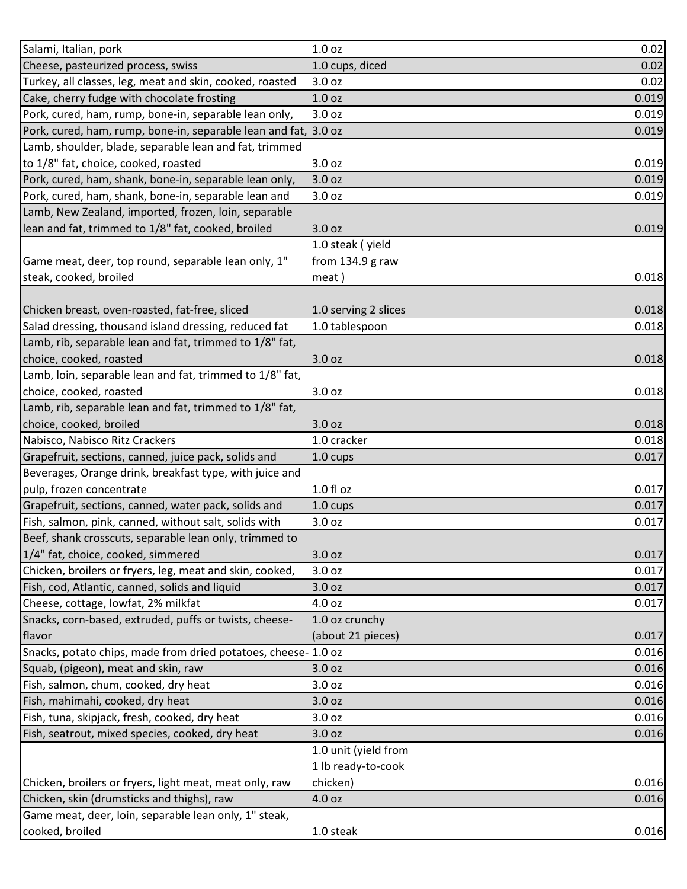| | | |
|---|---|---|
| Salami, Italian, pork | 1.0 oz | 0.02 |
| Cheese, pasteurized process, swiss | 1.0 cups, diced | 0.02 |
| Turkey, all classes, leg, meat and skin, cooked, roasted | 3.0 oz | 0.02 |
| Cake, cherry fudge with chocolate frosting | 1.0 oz | 0.019 |
| Pork, cured, ham, rump, bone-in, separable lean only, | 3.0 oz | 0.019 |
| Pork, cured, ham, rump, bone-in, separable lean and fat, | 3.0 oz | 0.019 |
| Lamb, shoulder, blade, separable lean and fat, trimmed to 1/8" fat, choice, cooked, roasted | 3.0 oz | 0.019 |
| Pork, cured, ham, shank, bone-in, separable lean only, | 3.0 oz | 0.019 |
| Pork, cured, ham, shank, bone-in, separable lean and | 3.0 oz | 0.019 |
| Lamb, New Zealand, imported, frozen, loin, separable lean and fat, trimmed to 1/8" fat, cooked, broiled | 3.0 oz | 0.019 |
| Game meat, deer, top round, separable lean only, 1" steak, cooked, broiled | 1.0 steak ( yield from 134.9 g raw meat ) | 0.018 |
| Chicken breast, oven-roasted, fat-free, sliced | 1.0 serving 2 slices | 0.018 |
| Salad dressing, thousand island dressing, reduced fat | 1.0 tablespoon | 0.018 |
| Lamb, rib, separable lean and fat, trimmed to 1/8" fat, choice, cooked, roasted | 3.0 oz | 0.018 |
| Lamb, loin, separable lean and fat, trimmed to 1/8" fat, choice, cooked, roasted | 3.0 oz | 0.018 |
| Lamb, rib, separable lean and fat, trimmed to 1/8" fat, choice, cooked, broiled | 3.0 oz | 0.018 |
| Nabisco, Nabisco Ritz Crackers | 1.0 cracker | 0.018 |
| Grapefruit, sections, canned, juice pack, solids and | 1.0 cups | 0.017 |
| Beverages, Orange drink, breakfast type, with juice and pulp, frozen concentrate | 1.0 fl oz | 0.017 |
| Grapefruit, sections, canned, water pack, solids and | 1.0 cups | 0.017 |
| Fish, salmon, pink, canned, without salt, solids with | 3.0 oz | 0.017 |
| Beef, shank crosscuts, separable lean only, trimmed to 1/4" fat, choice, cooked, simmered | 3.0 oz | 0.017 |
| Chicken, broilers or fryers, leg, meat and skin, cooked, | 3.0 oz | 0.017 |
| Fish, cod, Atlantic, canned, solids and liquid | 3.0 oz | 0.017 |
| Cheese, cottage, lowfat, 2% milkfat | 4.0 oz | 0.017 |
| Snacks, corn-based, extruded, puffs or twists, cheese-flavor | 1.0 oz crunchy (about 21 pieces) | 0.017 |
| Snacks, potato chips, made from dried potatoes, cheese- | 1.0 oz | 0.016 |
| Squab, (pigeon), meat and skin, raw | 3.0 oz | 0.016 |
| Fish, salmon, chum, cooked, dry heat | 3.0 oz | 0.016 |
| Fish, mahimahi, cooked, dry heat | 3.0 oz | 0.016 |
| Fish, tuna, skipjack, fresh, cooked, dry heat | 3.0 oz | 0.016 |
| Fish, seatrout, mixed species, cooked, dry heat | 3.0 oz | 0.016 |
| Chicken, broilers or fryers, light meat, meat only, raw | 1.0 unit (yield from 1 lb ready-to-cook chicken) | 0.016 |
| Chicken, skin (drumsticks and thighs), raw | 4.0 oz | 0.016 |
| Game meat, deer, loin, separable lean only, 1" steak, cooked, broiled | 1.0 steak | 0.016 |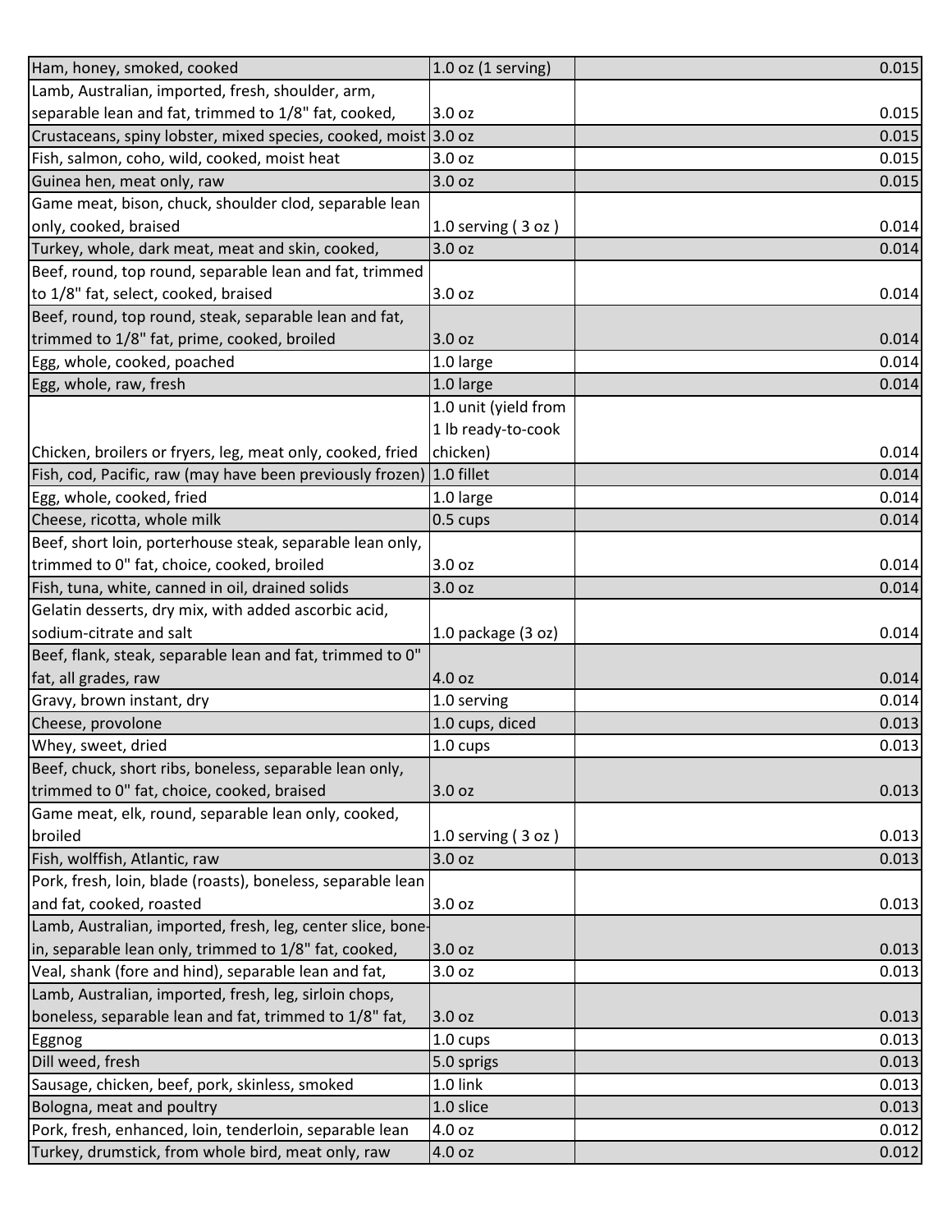| Ham, honey, smoked, cooked | 1.0 oz (1 serving) | 0.015 |
|---|---|---|
| Lamb, Australian, imported, fresh, shoulder, arm, separable lean and fat, trimmed to 1/8" fat, cooked, | 3.0 oz | 0.015 |
| Crustaceans, spiny lobster, mixed species, cooked, moist | 3.0 oz | 0.015 |
| Fish, salmon, coho, wild, cooked, moist heat | 3.0 oz | 0.015 |
| Guinea hen, meat only, raw | 3.0 oz | 0.015 |
| Game meat, bison, chuck, shoulder clod, separable lean only, cooked, braised | 1.0 serving ( 3 oz ) | 0.014 |
| Turkey, whole, dark meat, meat and skin, cooked, | 3.0 oz | 0.014 |
| Beef, round, top round, separable lean and fat, trimmed to 1/8" fat, select, cooked, braised | 3.0 oz | 0.014 |
| Beef, round, top round, steak, separable lean and fat, trimmed to 1/8" fat, prime, cooked, broiled | 3.0 oz | 0.014 |
| Egg, whole, cooked, poached | 1.0 large | 0.014 |
| Egg, whole, raw, fresh | 1.0 large | 0.014 |
| Chicken, broilers or fryers, leg, meat only, cooked, fried | 1.0 unit (yield from 1 lb ready-to-cook chicken) | 0.014 |
| Fish, cod, Pacific, raw (may have been previously frozen) | 1.0 fillet | 0.014 |
| Egg, whole, cooked, fried | 1.0 large | 0.014 |
| Cheese, ricotta, whole milk | 0.5 cups | 0.014 |
| Beef, short loin, porterhouse steak, separable lean only, trimmed to 0" fat, choice, cooked, broiled | 3.0 oz | 0.014 |
| Fish, tuna, white, canned in oil, drained solids | 3.0 oz | 0.014 |
| Gelatin desserts, dry mix, with added ascorbic acid, sodium-citrate and salt | 1.0 package (3 oz) | 0.014 |
| Beef, flank, steak, separable lean and fat, trimmed to 0" fat, all grades, raw | 4.0 oz | 0.014 |
| Gravy, brown instant, dry | 1.0 serving | 0.014 |
| Cheese, provolone | 1.0 cups, diced | 0.013 |
| Whey, sweet, dried | 1.0 cups | 0.013 |
| Beef, chuck, short ribs, boneless, separable lean only, trimmed to 0" fat, choice, cooked, braised | 3.0 oz | 0.013 |
| Game meat, elk, round, separable lean only, cooked, broiled | 1.0 serving ( 3 oz ) | 0.013 |
| Fish, wolffish, Atlantic, raw | 3.0 oz | 0.013 |
| Pork, fresh, loin, blade (roasts), boneless, separable lean and fat, cooked, roasted | 3.0 oz | 0.013 |
| Lamb, Australian, imported, fresh, leg, center slice, bone-in, separable lean only, trimmed to 1/8" fat, cooked, | 3.0 oz | 0.013 |
| Veal, shank (fore and hind), separable lean and fat, | 3.0 oz | 0.013 |
| Lamb, Australian, imported, fresh, leg, sirloin chops, boneless, separable lean and fat, trimmed to 1/8" fat, | 3.0 oz | 0.013 |
| Eggnog | 1.0 cups | 0.013 |
| Dill weed, fresh | 5.0 sprigs | 0.013 |
| Sausage, chicken, beef, pork, skinless, smoked | 1.0 link | 0.013 |
| Bologna, meat and poultry | 1.0 slice | 0.013 |
| Pork, fresh, enhanced, loin, tenderloin, separable lean | 4.0 oz | 0.012 |
| Turkey, drumstick, from whole bird, meat only, raw | 4.0 oz | 0.012 |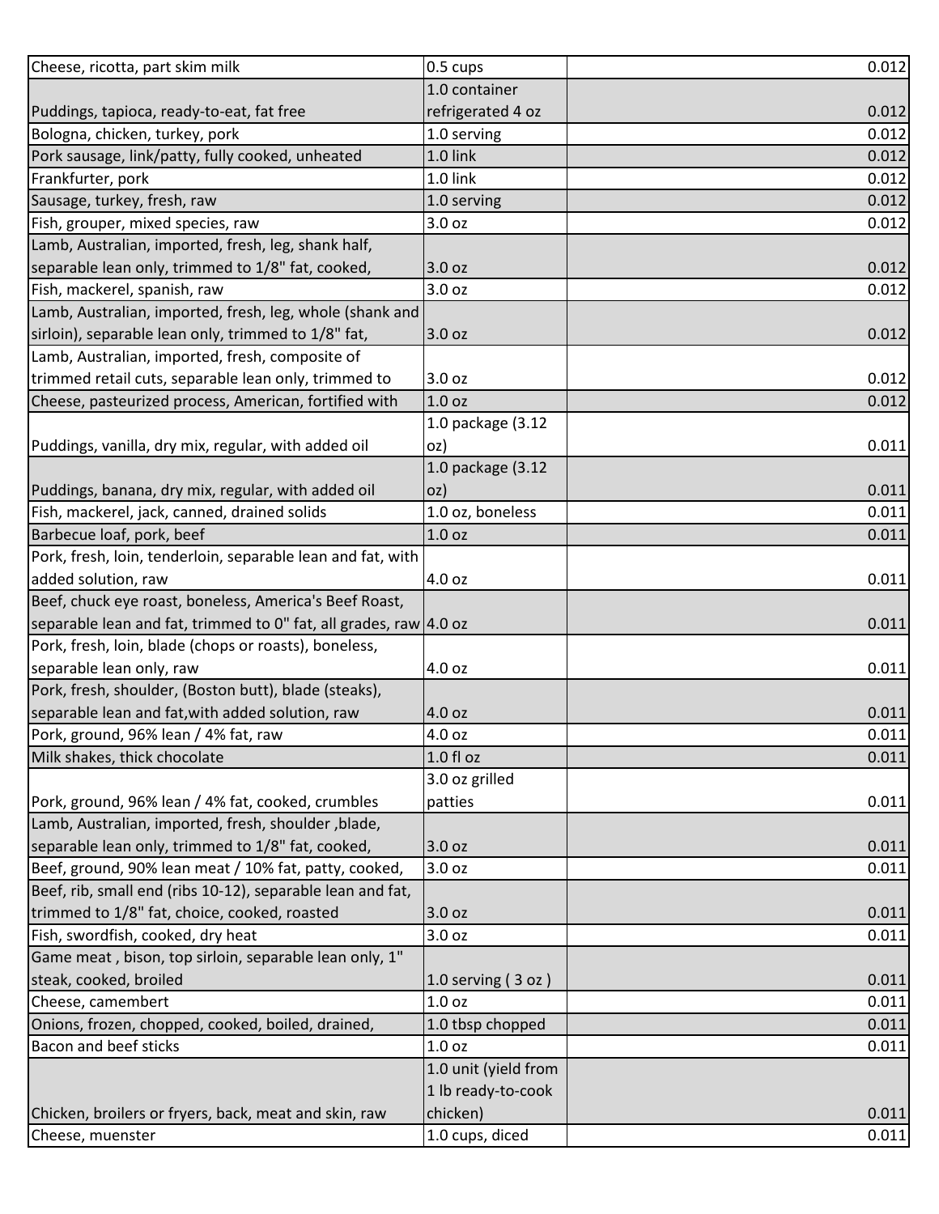| | | |
|---|---|---|
| Cheese, ricotta, part skim milk | 0.5 cups | 0.012 |
| Puddings, tapioca, ready-to-eat, fat free | 1.0 container refrigerated 4 oz | 0.012 |
| Bologna, chicken, turkey, pork | 1.0 serving | 0.012 |
| Pork sausage, link/patty, fully cooked, unheated | 1.0 link | 0.012 |
| Frankfurter, pork | 1.0 link | 0.012 |
| Sausage, turkey, fresh, raw | 1.0 serving | 0.012 |
| Fish, grouper, mixed species, raw | 3.0 oz | 0.012 |
| Lamb, Australian, imported, fresh, leg, shank half, separable lean only, trimmed to 1/8" fat, cooked, | 3.0 oz | 0.012 |
| Fish, mackerel, spanish, raw | 3.0 oz | 0.012 |
| Lamb, Australian, imported, fresh, leg, whole (shank and sirloin), separable lean only, trimmed to 1/8" fat, | 3.0 oz | 0.012 |
| Lamb, Australian, imported, fresh, composite of trimmed retail cuts, separable lean only, trimmed to | 3.0 oz | 0.012 |
| Cheese, pasteurized process, American, fortified with | 1.0 oz | 0.012 |
| Puddings, vanilla, dry mix, regular, with added oil | 1.0 package (3.12 oz) | 0.011 |
| Puddings, banana, dry mix, regular, with added oil | 1.0 package (3.12 oz) | 0.011 |
| Fish, mackerel, jack, canned, drained solids | 1.0 oz, boneless | 0.011 |
| Barbecue loaf, pork, beef | 1.0 oz | 0.011 |
| Pork, fresh, loin, tenderloin, separable lean and fat, with added solution, raw | 4.0 oz | 0.011 |
| Beef, chuck eye roast, boneless, America's Beef Roast, separable lean and fat, trimmed to 0" fat, all grades, raw | 4.0 oz | 0.011 |
| Pork, fresh, loin, blade (chops or roasts), boneless, separable lean only, raw | 4.0 oz | 0.011 |
| Pork, fresh, shoulder, (Boston butt), blade (steaks), separable lean and fat,with added solution, raw | 4.0 oz | 0.011 |
| Pork, ground, 96% lean / 4% fat, raw | 4.0 oz | 0.011 |
| Milk shakes, thick chocolate | 1.0 fl oz | 0.011 |
| Pork, ground, 96% lean / 4% fat, cooked, crumbles | 3.0 oz grilled patties | 0.011 |
| Lamb, Australian, imported, fresh, shoulder ,blade, separable lean only, trimmed to 1/8" fat, cooked, | 3.0 oz | 0.011 |
| Beef, ground, 90% lean meat / 10% fat, patty, cooked, | 3.0 oz | 0.011 |
| Beef, rib, small end (ribs 10-12), separable lean and fat, trimmed to 1/8" fat, choice, cooked, roasted | 3.0 oz | 0.011 |
| Fish, swordfish, cooked, dry heat | 3.0 oz | 0.011 |
| Game meat , bison, top sirloin, separable lean only, 1" steak, cooked, broiled | 1.0 serving ( 3 oz ) | 0.011 |
| Cheese, camembert | 1.0 oz | 0.011 |
| Onions, frozen, chopped, cooked, boiled, drained, | 1.0 tbsp chopped | 0.011 |
| Bacon and beef sticks | 1.0 oz | 0.011 |
| Chicken, broilers or fryers, back, meat and skin, raw | 1.0 unit (yield from 1 lb ready-to-cook chicken) | 0.011 |
| Cheese, muenster | 1.0 cups, diced | 0.011 |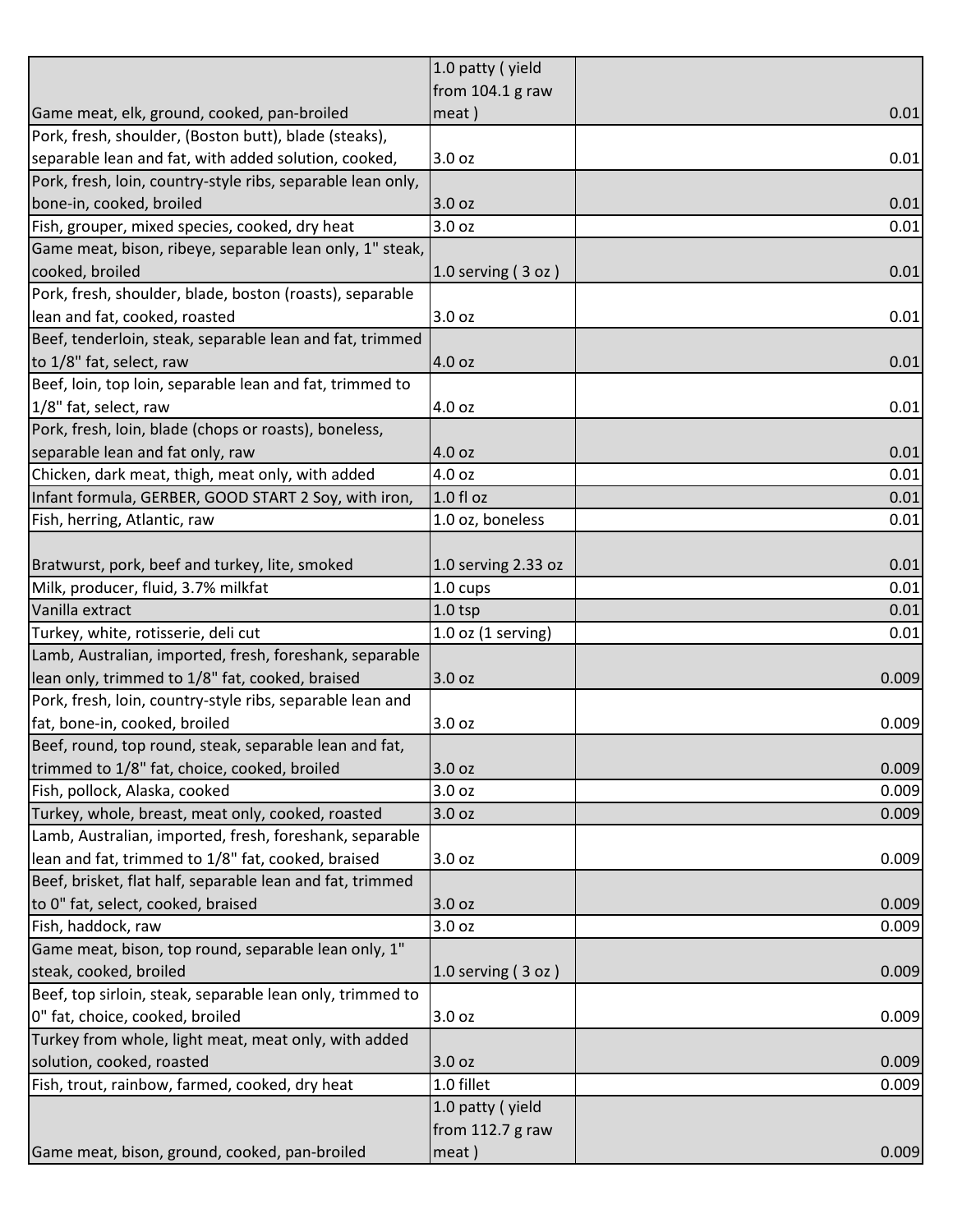| | | |
|---|---|---|
| Game meat, elk, ground, cooked, pan-broiled | 1.0 patty ( yield from 104.1 g raw meat ) | 0.01 |
| Pork, fresh, shoulder, (Boston butt), blade (steaks), separable lean and fat, with added solution, cooked, | 3.0 oz | 0.01 |
| Pork, fresh, loin, country-style ribs, separable lean only, bone-in, cooked, broiled | 3.0 oz | 0.01 |
| Fish, grouper, mixed species, cooked, dry heat | 3.0 oz | 0.01 |
| Game meat, bison, ribeye, separable lean only, 1" steak, cooked, broiled | 1.0 serving ( 3 oz ) | 0.01 |
| Pork, fresh, shoulder, blade, boston (roasts), separable lean and fat, cooked, roasted | 3.0 oz | 0.01 |
| Beef, tenderloin, steak, separable lean and fat, trimmed to 1/8" fat, select, raw | 4.0 oz | 0.01 |
| Beef, loin, top loin, separable lean and fat, trimmed to 1/8" fat, select, raw | 4.0 oz | 0.01 |
| Pork, fresh, loin, blade (chops or roasts), boneless, separable lean and fat only, raw | 4.0 oz | 0.01 |
| Chicken, dark meat, thigh, meat only, with added | 4.0 oz | 0.01 |
| Infant formula, GERBER, GOOD START 2 Soy, with iron, | 1.0 fl oz | 0.01 |
| Fish, herring, Atlantic, raw | 1.0 oz, boneless | 0.01 |
| Bratwurst, pork, beef and turkey, lite, smoked | 1.0 serving 2.33 oz | 0.01 |
| Milk, producer, fluid, 3.7% milkfat | 1.0 cups | 0.01 |
| Vanilla extract | 1.0 tsp | 0.01 |
| Turkey, white, rotisserie, deli cut | 1.0 oz (1 serving) | 0.01 |
| Lamb, Australian, imported, fresh, foreshank, separable lean only, trimmed to 1/8" fat, cooked, braised | 3.0 oz | 0.009 |
| Pork, fresh, loin, country-style ribs, separable lean and fat, bone-in, cooked, broiled | 3.0 oz | 0.009 |
| Beef, round, top round, steak, separable lean and fat, trimmed to 1/8" fat, choice, cooked, broiled | 3.0 oz | 0.009 |
| Fish, pollock, Alaska, cooked | 3.0 oz | 0.009 |
| Turkey, whole, breast, meat only, cooked, roasted | 3.0 oz | 0.009 |
| Lamb, Australian, imported, fresh, foreshank, separable lean and fat, trimmed to 1/8" fat, cooked, braised | 3.0 oz | 0.009 |
| Beef, brisket, flat half, separable lean and fat, trimmed to 0" fat, select, cooked, braised | 3.0 oz | 0.009 |
| Fish, haddock, raw | 3.0 oz | 0.009 |
| Game meat, bison, top round, separable lean only, 1" steak, cooked, broiled | 1.0 serving ( 3 oz ) | 0.009 |
| Beef, top sirloin, steak, separable lean only, trimmed to 0" fat, choice, cooked, broiled | 3.0 oz | 0.009 |
| Turkey from whole, light meat, meat only, with added solution, cooked, roasted | 3.0 oz | 0.009 |
| Fish, trout, rainbow, farmed, cooked, dry heat | 1.0 fillet | 0.009 |
| Game meat, bison, ground, cooked, pan-broiled | 1.0 patty ( yield from 112.7 g raw meat ) | 0.009 |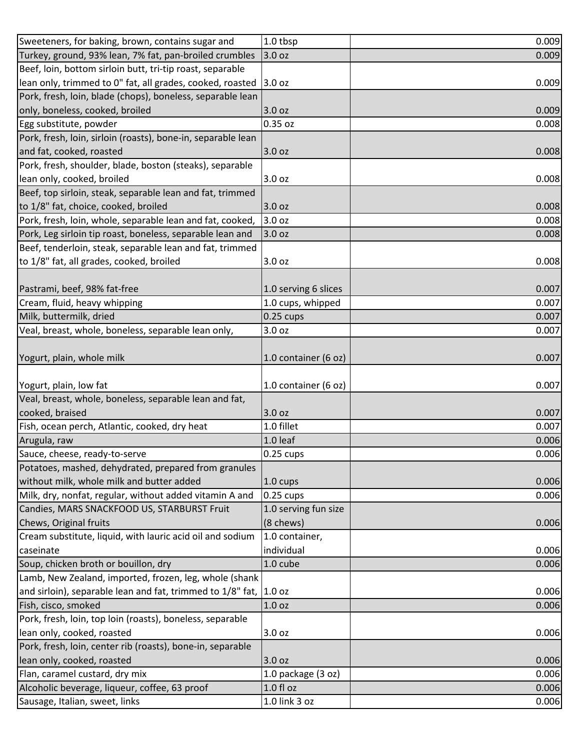| | | | |
|---|---|---|---|
| Sweeteners, for baking, brown, contains sugar and | 1.0 tbsp | | 0.009 |
| Turkey, ground, 93% lean, 7% fat, pan-broiled crumbles | 3.0 oz | | 0.009 |
| Beef, loin, bottom sirloin butt, tri-tip roast, separable lean only, trimmed to 0" fat, all grades, cooked, roasted | 3.0 oz | | 0.009 |
| Pork, fresh, loin, blade (chops), boneless, separable lean only, boneless, cooked, broiled | 3.0 oz | | 0.009 |
| Egg substitute, powder | 0.35 oz | | 0.008 |
| Pork, fresh, loin, sirloin (roasts), bone-in, separable lean and fat, cooked, roasted | 3.0 oz | | 0.008 |
| Pork, fresh, shoulder, blade, boston (steaks), separable lean only, cooked, broiled | 3.0 oz | | 0.008 |
| Beef, top sirloin, steak, separable lean and fat, trimmed to 1/8" fat, choice, cooked, broiled | 3.0 oz | | 0.008 |
| Pork, fresh, loin, whole, separable lean and fat, cooked, | 3.0 oz | | 0.008 |
| Pork, Leg sirloin tip roast, boneless, separable lean and | 3.0 oz | | 0.008 |
| Beef, tenderloin, steak, separable lean and fat, trimmed to 1/8" fat, all grades, cooked, broiled | 3.0 oz | | 0.008 |
| Pastrami, beef, 98% fat-free | 1.0 serving 6 slices | | 0.007 |
| Cream, fluid, heavy whipping | 1.0 cups, whipped | | 0.007 |
| Milk, buttermilk, dried | 0.25 cups | | 0.007 |
| Veal, breast, whole, boneless, separable lean only, | 3.0 oz | | 0.007 |
| Yogurt, plain, whole milk | 1.0 container (6 oz) | | 0.007 |
| Yogurt, plain, low fat | 1.0 container (6 oz) | | 0.007 |
| Veal, breast, whole, boneless, separable lean and fat, cooked, braised | 3.0 oz | | 0.007 |
| Fish, ocean perch, Atlantic, cooked, dry heat | 1.0 fillet | | 0.007 |
| Arugula, raw | 1.0 leaf | | 0.006 |
| Sauce, cheese, ready-to-serve | 0.25 cups | | 0.006 |
| Potatoes, mashed, dehydrated, prepared from granules without milk, whole milk and butter added | 1.0 cups | | 0.006 |
| Milk, dry, nonfat, regular, without added vitamin A and | 0.25 cups | | 0.006 |
| Candies, MARS SNACKFOOD US, STARBURST Fruit Chews, Original fruits | 1.0 serving fun size (8 chews) | | 0.006 |
| Cream substitute, liquid, with lauric acid oil and sodium caseinate | 1.0 container, individual | | 0.006 |
| Soup, chicken broth or bouillon, dry | 1.0 cube | | 0.006 |
| Lamb, New Zealand, imported, frozen, leg, whole (shank and sirloin), separable lean and fat, trimmed to 1/8" fat, | 1.0 oz | | 0.006 |
| Fish, cisco, smoked | 1.0 oz | | 0.006 |
| Pork, fresh, loin, top loin (roasts), boneless, separable lean only, cooked, roasted | 3.0 oz | | 0.006 |
| Pork, fresh, loin, center rib (roasts), bone-in, separable lean only, cooked, roasted | 3.0 oz | | 0.006 |
| Flan, caramel custard, dry mix | 1.0 package (3 oz) | | 0.006 |
| Alcoholic beverage, liqueur, coffee, 63 proof | 1.0 fl oz | | 0.006 |
| Sausage, Italian, sweet, links | 1.0 link 3 oz | | 0.006 |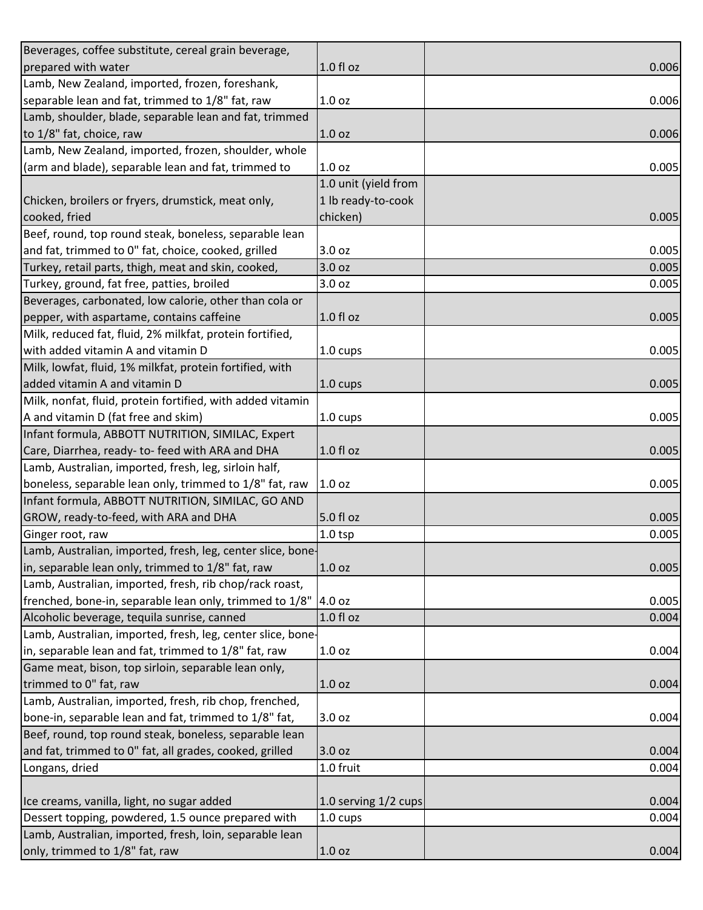| | | | |
|---|---|---|---|
| Beverages, coffee substitute, cereal grain beverage, prepared with water | 1.0 fl oz | | 0.006 |
| Lamb, New Zealand, imported, frozen, foreshank, separable lean and fat, trimmed to 1/8" fat, raw | 1.0 oz | | 0.006 |
| Lamb, shoulder, blade, separable lean and fat, trimmed to 1/8" fat, choice, raw | 1.0 oz | | 0.006 |
| Lamb, New Zealand, imported, frozen, shoulder, whole (arm and blade), separable lean and fat, trimmed to | 1.0 oz | | 0.005 |
| Chicken, broilers or fryers, drumstick, meat only, cooked, fried | 1.0 unit (yield from 1 lb ready-to-cook chicken) | | 0.005 |
| Beef, round, top round steak, boneless, separable lean and fat, trimmed to 0" fat, choice, cooked, grilled | 3.0 oz | | 0.005 |
| Turkey, retail parts, thigh, meat and skin, cooked, | 3.0 oz | | 0.005 |
| Turkey, ground, fat free, patties, broiled | 3.0 oz | | 0.005 |
| Beverages, carbonated, low calorie, other than cola or pepper, with aspartame, contains caffeine | 1.0 fl oz | | 0.005 |
| Milk, reduced fat, fluid, 2% milkfat, protein fortified, with added vitamin A and vitamin D | 1.0 cups | | 0.005 |
| Milk, lowfat, fluid, 1% milkfat, protein fortified, with added vitamin A and vitamin D | 1.0 cups | | 0.005 |
| Milk, nonfat, fluid, protein fortified, with added vitamin A and vitamin D (fat free and skim) | 1.0 cups | | 0.005 |
| Infant formula, ABBOTT NUTRITION, SIMILAC, Expert Care, Diarrhea, ready- to- feed with ARA and DHA | 1.0 fl oz | | 0.005 |
| Lamb, Australian, imported, fresh, leg, sirloin half, boneless, separable lean only, trimmed to 1/8" fat, raw | 1.0 oz | | 0.005 |
| Infant formula, ABBOTT NUTRITION, SIMILAC, GO AND GROW, ready-to-feed, with ARA and DHA | 5.0 fl oz | | 0.005 |
| Ginger root, raw | 1.0 tsp | | 0.005 |
| Lamb, Australian, imported, fresh, leg, center slice, bone-in, separable lean only, trimmed to 1/8" fat, raw | 1.0 oz | | 0.005 |
| Lamb, Australian, imported, fresh, rib chop/rack roast, frenched, bone-in, separable lean only, trimmed to 1/8" | 4.0 oz | | 0.005 |
| Alcoholic beverage, tequila sunrise, canned | 1.0 fl oz | | 0.004 |
| Lamb, Australian, imported, fresh, leg, center slice, bone-in, separable lean and fat, trimmed to 1/8" fat, raw | 1.0 oz | | 0.004 |
| Game meat, bison, top sirloin, separable lean only, trimmed to 0" fat, raw | 1.0 oz | | 0.004 |
| Lamb, Australian, imported, fresh, rib chop, frenched, bone-in, separable lean and fat, trimmed to 1/8" fat, | 3.0 oz | | 0.004 |
| Beef, round, top round steak, boneless, separable lean and fat, trimmed to 0" fat, all grades, cooked, grilled | 3.0 oz | | 0.004 |
| Longans, dried | 1.0 fruit | | 0.004 |
| Ice creams, vanilla, light, no sugar added | 1.0 serving 1/2 cups | | 0.004 |
| Dessert topping, powdered, 1.5 ounce prepared with | 1.0 cups | | 0.004 |
| Lamb, Australian, imported, fresh, loin, separable lean only, trimmed to 1/8" fat, raw | 1.0 oz | | 0.004 |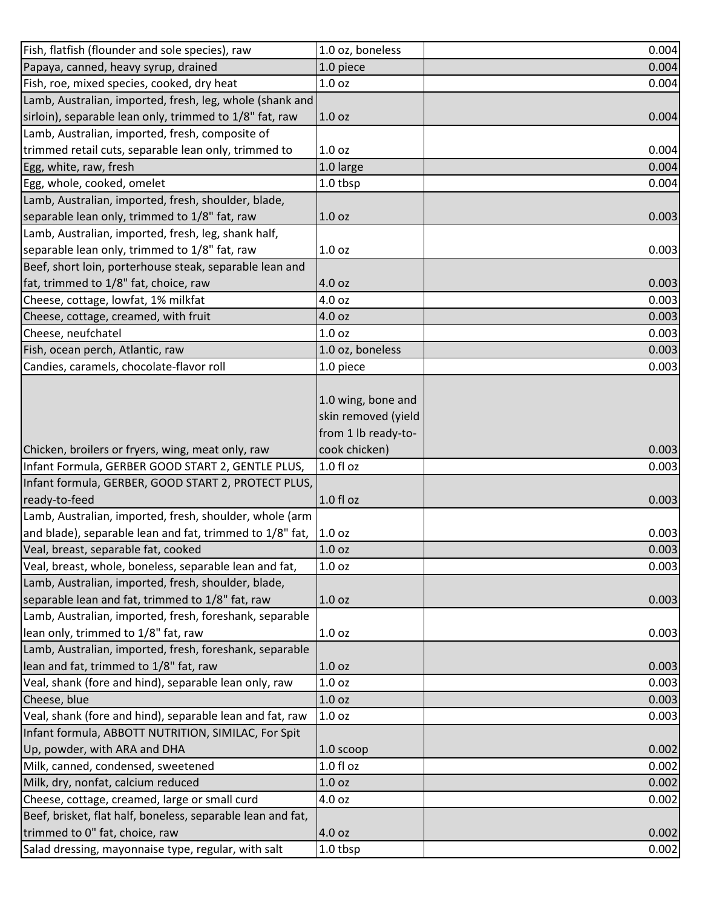| | | |
|---|---|---|
| Fish, flatfish (flounder and sole species), raw | 1.0 oz, boneless | 0.004 |
| Papaya, canned, heavy syrup, drained | 1.0 piece | 0.004 |
| Fish, roe, mixed species, cooked, dry heat | 1.0 oz | 0.004 |
| Lamb, Australian, imported, fresh, leg, whole (shank and sirloin), separable lean only, trimmed to 1/8" fat, raw | 1.0 oz | 0.004 |
| Lamb, Australian, imported, fresh, composite of trimmed retail cuts, separable lean only, trimmed to | 1.0 oz | 0.004 |
| Egg, white, raw, fresh | 1.0 large | 0.004 |
| Egg, whole, cooked, omelet | 1.0 tbsp | 0.004 |
| Lamb, Australian, imported, fresh, shoulder, blade, separable lean only, trimmed to 1/8" fat, raw | 1.0 oz | 0.003 |
| Lamb, Australian, imported, fresh, leg, shank half, separable lean only, trimmed to 1/8" fat, raw | 1.0 oz | 0.003 |
| Beef, short loin, porterhouse steak, separable lean and fat, trimmed to 1/8" fat, choice, raw | 4.0 oz | 0.003 |
| Cheese, cottage, lowfat, 1% milkfat | 4.0 oz | 0.003 |
| Cheese, cottage, creamed, with fruit | 4.0 oz | 0.003 |
| Cheese, neufchatel | 1.0 oz | 0.003 |
| Fish, ocean perch, Atlantic, raw | 1.0 oz, boneless | 0.003 |
| Candies, caramels, chocolate-flavor roll | 1.0 piece | 0.003 |
| Chicken, broilers or fryers, wing, meat only, raw | 1.0 wing, bone and skin removed (yield from 1 lb ready-to-cook chicken) | 0.003 |
| Infant Formula, GERBER GOOD START 2, GENTLE PLUS, | 1.0 fl oz | 0.003 |
| Infant formula, GERBER, GOOD START 2, PROTECT PLUS, ready-to-feed | 1.0 fl oz | 0.003 |
| Lamb, Australian, imported, fresh, shoulder, whole (arm and blade), separable lean and fat, trimmed to 1/8" fat, | 1.0 oz | 0.003 |
| Veal, breast, separable fat, cooked | 1.0 oz | 0.003 |
| Veal, breast, whole, boneless, separable lean and fat, | 1.0 oz | 0.003 |
| Lamb, Australian, imported, fresh, shoulder, blade, separable lean and fat, trimmed to 1/8" fat, raw | 1.0 oz | 0.003 |
| Lamb, Australian, imported, fresh, foreshank, separable lean only, trimmed to 1/8" fat, raw | 1.0 oz | 0.003 |
| Lamb, Australian, imported, fresh, foreshank, separable lean and fat, trimmed to 1/8" fat, raw | 1.0 oz | 0.003 |
| Veal, shank (fore and hind), separable lean only, raw | 1.0 oz | 0.003 |
| Cheese, blue | 1.0 oz | 0.003 |
| Veal, shank (fore and hind), separable lean and fat, raw | 1.0 oz | 0.003 |
| Infant formula, ABBOTT NUTRITION, SIMILAC, For Spit Up, powder, with ARA and DHA | 1.0 scoop | 0.002 |
| Milk, canned, condensed, sweetened | 1.0 fl oz | 0.002 |
| Milk, dry, nonfat, calcium reduced | 1.0 oz | 0.002 |
| Cheese, cottage, creamed, large or small curd | 4.0 oz | 0.002 |
| Beef, brisket, flat half, boneless, separable lean and fat, trimmed to 0" fat, choice, raw | 4.0 oz | 0.002 |
| Salad dressing, mayonnaise type, regular, with salt | 1.0 tbsp | 0.002 |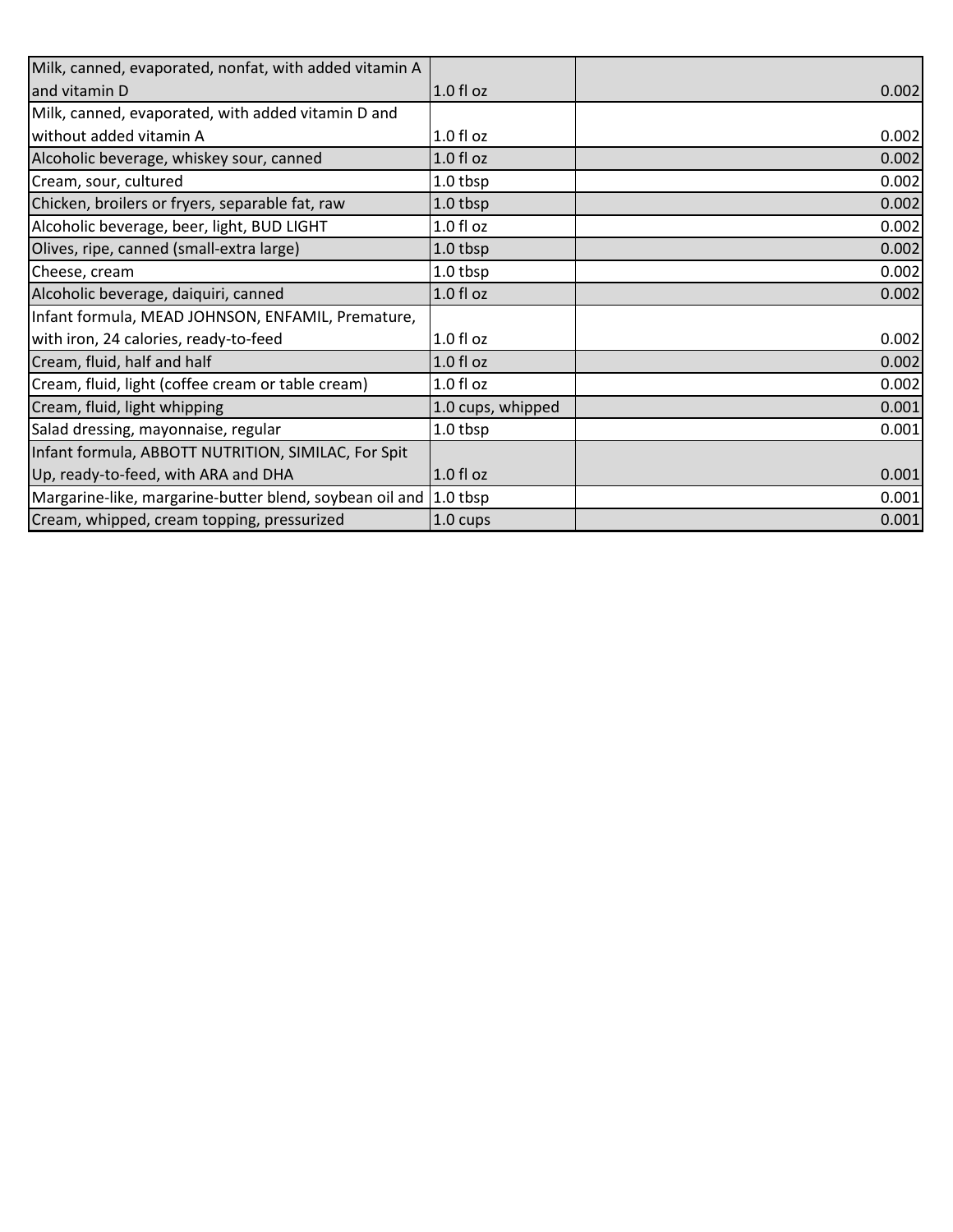| | | |
|---|---|---|
| Milk, canned, evaporated, nonfat, with added vitamin A and vitamin D | 1.0 fl oz | 0.002 |
| Milk, canned, evaporated, with added vitamin D and without added vitamin A | 1.0 fl oz | 0.002 |
| Alcoholic beverage, whiskey sour, canned | 1.0 fl oz | 0.002 |
| Cream, sour, cultured | 1.0 tbsp | 0.002 |
| Chicken, broilers or fryers, separable fat, raw | 1.0 tbsp | 0.002 |
| Alcoholic beverage, beer, light, BUD LIGHT | 1.0 fl oz | 0.002 |
| Olives, ripe, canned (small-extra large) | 1.0 tbsp | 0.002 |
| Cheese, cream | 1.0 tbsp | 0.002 |
| Alcoholic beverage, daiquiri, canned | 1.0 fl oz | 0.002 |
| Infant formula, MEAD JOHNSON, ENFAMIL, Premature, with iron, 24 calories, ready-to-feed | 1.0 fl oz | 0.002 |
| Cream, fluid, half and half | 1.0 fl oz | 0.002 |
| Cream, fluid, light (coffee cream or table cream) | 1.0 fl oz | 0.002 |
| Cream, fluid, light whipping | 1.0 cups, whipped | 0.001 |
| Salad dressing, mayonnaise, regular | 1.0 tbsp | 0.001 |
| Infant formula, ABBOTT NUTRITION, SIMILAC, For Spit Up, ready-to-feed, with ARA and DHA | 1.0 fl oz | 0.001 |
| Margarine-like, margarine-butter blend, soybean oil and | 1.0 tbsp | 0.001 |
| Cream, whipped, cream topping, pressurized | 1.0 cups | 0.001 |